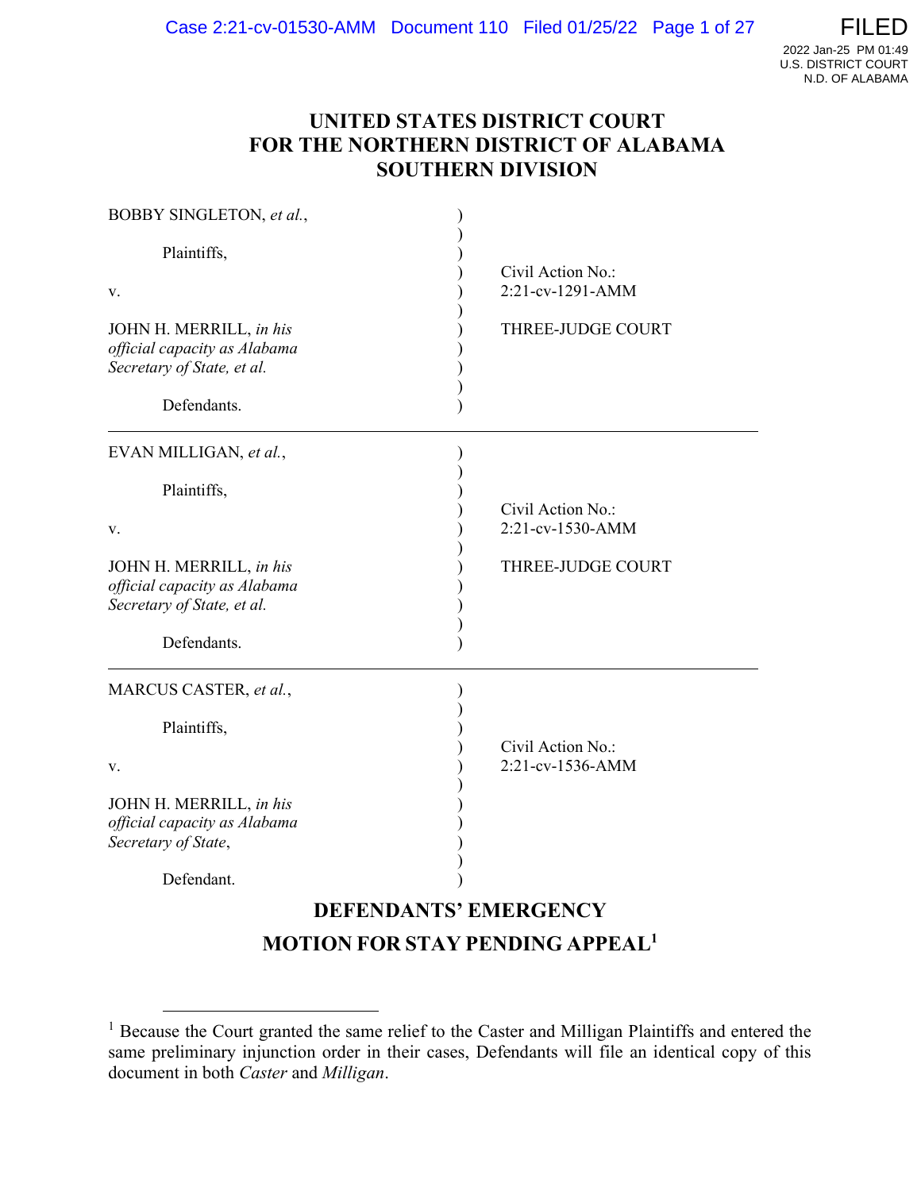FILED
2022 Jan-25 PM 01:49
U.S. DISTRICT COURT
N.D. OF ALABAMA

# UNITED STATES DISTRICT COURT FOR THE NORTHERN DISTRICT OF ALABAMA SOUTHERN DIVISION

| | |
|---|---|
| BOBBY SINGLETON, *et al.*, | |
| Plaintiffs, | Civil Action No.: 2:21-cv-1291-AMM |
| v. | THREE-JUDGE COURT |
| JOHN H. MERRILL, *in his official capacity as Alabama Secretary of State, et al.* | |
| Defendants. | |

| | |
|---|---|
| EVAN MILLIGAN, *et al.*, | |
| Plaintiffs, | Civil Action No.: 2:21-cv-1530-AMM |
| v. | THREE-JUDGE COURT |
| JOHN H. MERRILL, *in his official capacity as Alabama Secretary of State, et al.* | |
| Defendants. | |

| | |
|---|---|
| MARCUS CASTER, *et al.*, | |
| Plaintiffs, | Civil Action No.: 2:21-cv-1536-AMM |
| v. | |
| JOHN H. MERRILL, *in his official capacity as Alabama Secretary of State*, | |
| Defendant. | |

## DEFENDANTS' EMERGENCY MOTION FOR STAY PENDING APPEAL[1]

[1] Because the Court granted the same relief to the Caster and Milligan Plaintiffs and entered the same preliminary injunction order in their cases, Defendants will file an identical copy of this document in both *Caster* and *Milligan*.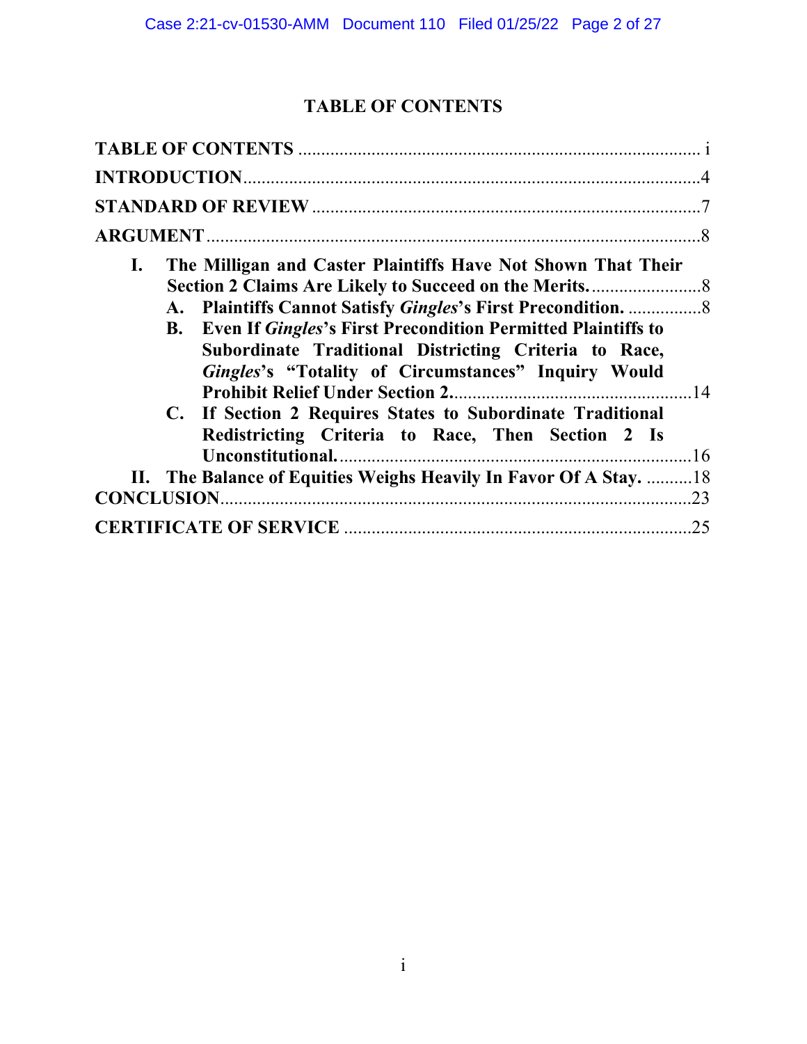# TABLE OF CONTENTS

**TABLE OF CONTENTS** ........................................................................................ i

**INTRODUCTION**...................................................................................................4

**STANDARD OF REVIEW** .....................................................................................7

**ARGUMENT**...........................................................................................................8

- **I. The Milligan and Caster Plaintiffs Have Not Shown That Their Section 2 Claims Are Likely to Succeed on the Merits.**........................8
  - **A. Plaintiffs Cannot Satisfy *Gingles*'s First Precondition.** ................8
  - **B. Even If *Gingles*'s First Precondition Permitted Plaintiffs to Subordinate Traditional Districting Criteria to Race, *Gingles*'s "Totality of Circumstances" Inquiry Would Prohibit Relief Under Section 2.**....................................................14
  - **C. If Section 2 Requires States to Subordinate Traditional Redistricting Criteria to Race, Then Section 2 Is Unconstitutional.**..........................................................................16
- **II. The Balance of Equities Weighs Heavily In Favor Of A Stay.** ..........18

**CONCLUSION**......................................................................................................23

**CERTIFICATE OF SERVICE** ...........................................................................25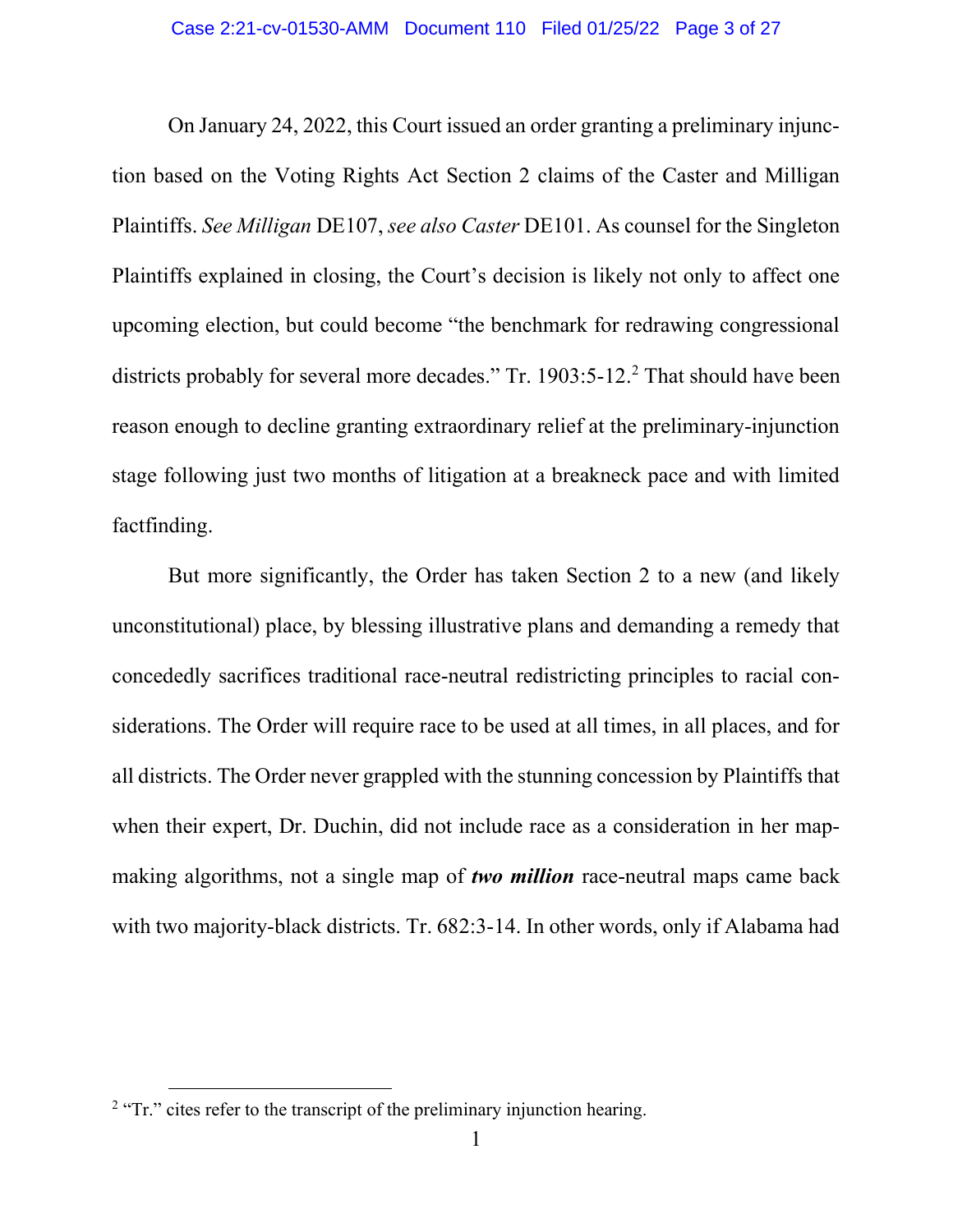On January 24, 2022, this Court issued an order granting a preliminary injunction based on the Voting Rights Act Section 2 claims of the Caster and Milligan Plaintiffs. *See Milligan* DE107, *see also Caster* DE101. As counsel for the Singleton Plaintiffs explained in closing, the Court's decision is likely not only to affect one upcoming election, but could become "the benchmark for redrawing congressional districts probably for several more decades." Tr. 1903:5-12.[2] That should have been reason enough to decline granting extraordinary relief at the preliminary-injunction stage following just two months of litigation at a breakneck pace and with limited factfinding.

But more significantly, the Order has taken Section 2 to a new (and likely unconstitutional) place, by blessing illustrative plans and demanding a remedy that concededly sacrifices traditional race-neutral redistricting principles to racial considerations. The Order will require race to be used at all times, in all places, and for all districts. The Order never grappled with the stunning concession by Plaintiffs that when their expert, Dr. Duchin, did not include race as a consideration in her map-making algorithms, not a single map of ***two million*** race-neutral maps came back with two majority-black districts. Tr. 682:3-14. In other words, only if Alabama had

[2] "Tr." cites refer to the transcript of the preliminary injunction hearing.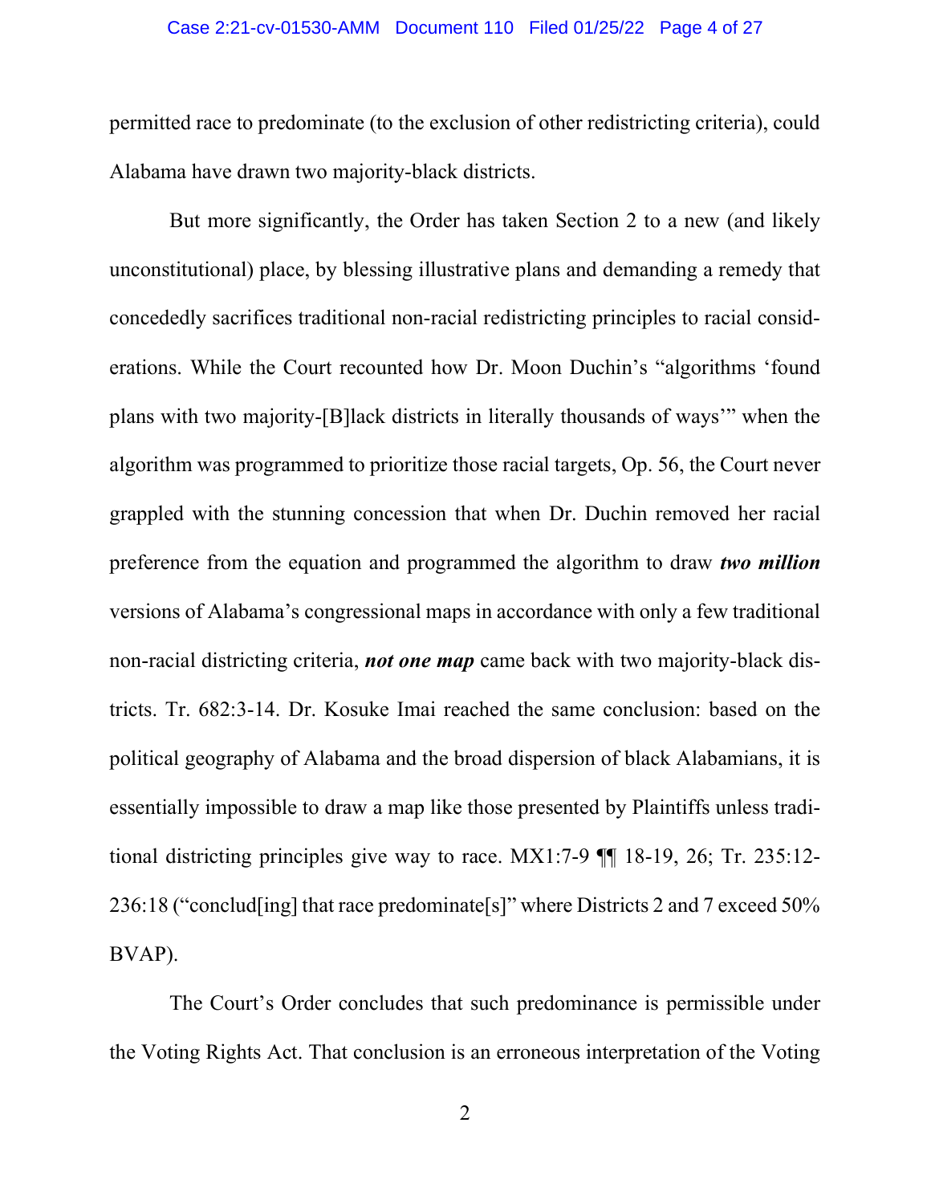permitted race to predominate (to the exclusion of other redistricting criteria), could Alabama have drawn two majority-black districts.

But more significantly, the Order has taken Section 2 to a new (and likely unconstitutional) place, by blessing illustrative plans and demanding a remedy that concededly sacrifices traditional non-racial redistricting principles to racial considerations. While the Court recounted how Dr. Moon Duchin's "algorithms 'found plans with two majority-[B]lack districts in literally thousands of ways'" when the algorithm was programmed to prioritize those racial targets, Op. 56, the Court never grappled with the stunning concession that when Dr. Duchin removed her racial preference from the equation and programmed the algorithm to draw ***two million*** versions of Alabama's congressional maps in accordance with only a few traditional non-racial districting criteria, ***not one map*** came back with two majority-black districts. Tr. 682:3-14. Dr. Kosuke Imai reached the same conclusion: based on the political geography of Alabama and the broad dispersion of black Alabamians, it is essentially impossible to draw a map like those presented by Plaintiffs unless traditional districting principles give way to race. MX1:7-9 ¶¶ 18-19, 26; Tr. 235:12-236:18 ("conclud[ing] that race predominate[s]" where Districts 2 and 7 exceed 50% BVAP).

The Court's Order concludes that such predominance is permissible under the Voting Rights Act. That conclusion is an erroneous interpretation of the Voting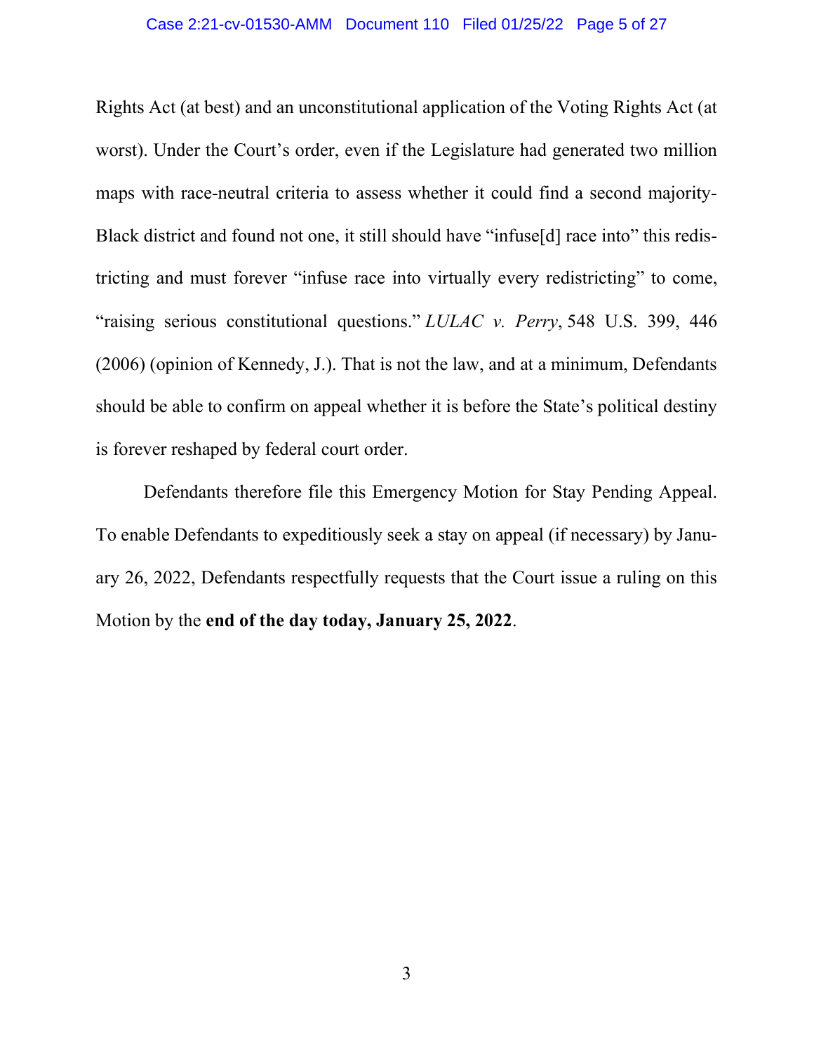Rights Act (at best) and an unconstitutional application of the Voting Rights Act (at worst). Under the Court's order, even if the Legislature had generated two million maps with race-neutral criteria to assess whether it could find a second majority-Black district and found not one, it still should have "infuse[d] race into" this redistricting and must forever "infuse race into virtually every redistricting" to come, "raising serious constitutional questions." *LULAC v. Perry*, 548 U.S. 399, 446 (2006) (opinion of Kennedy, J.). That is not the law, and at a minimum, Defendants should be able to confirm on appeal whether it is before the State's political destiny is forever reshaped by federal court order.

Defendants therefore file this Emergency Motion for Stay Pending Appeal. To enable Defendants to expeditiously seek a stay on appeal (if necessary) by January 26, 2022, Defendants respectfully requests that the Court issue a ruling on this Motion by the **end of the day today, January 25, 2022**.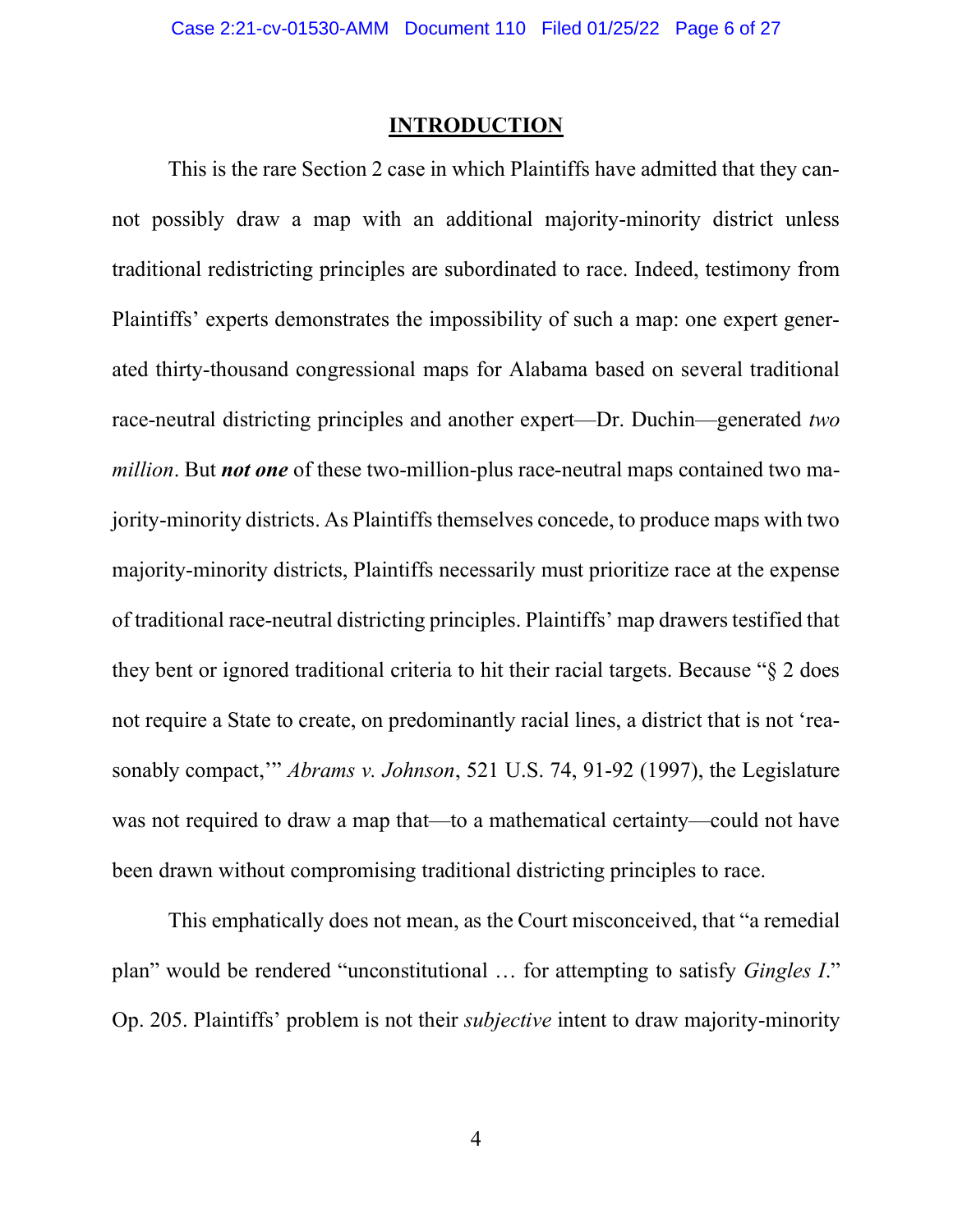## INTRODUCTION

This is the rare Section 2 case in which Plaintiffs have admitted that they cannot possibly draw a map with an additional majority-minority district unless traditional redistricting principles are subordinated to race. Indeed, testimony from Plaintiffs' experts demonstrates the impossibility of such a map: one expert generated thirty-thousand congressional maps for Alabama based on several traditional race-neutral districting principles and another expert—Dr. Duchin—generated *two million*. But ***not one*** of these two-million-plus race-neutral maps contained two majority-minority districts. As Plaintiffs themselves concede, to produce maps with two majority-minority districts, Plaintiffs necessarily must prioritize race at the expense of traditional race-neutral districting principles. Plaintiffs' map drawers testified that they bent or ignored traditional criteria to hit their racial targets. Because "§ 2 does not require a State to create, on predominantly racial lines, a district that is not 'reasonably compact,'" *Abrams v. Johnson*, 521 U.S. 74, 91-92 (1997), the Legislature was not required to draw a map that—to a mathematical certainty—could not have been drawn without compromising traditional districting principles to race.

This emphatically does not mean, as the Court misconceived, that "a remedial plan" would be rendered "unconstitutional … for attempting to satisfy *Gingles I*." Op. 205. Plaintiffs' problem is not their *subjective* intent to draw majority-minority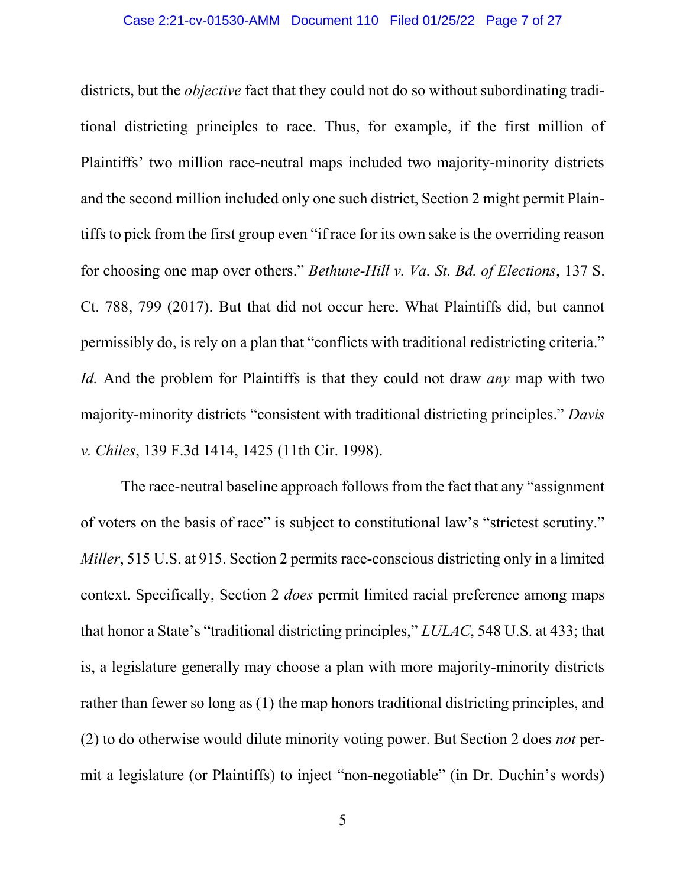districts, but the *objective* fact that they could not do so without subordinating traditional districting principles to race. Thus, for example, if the first million of Plaintiffs' two million race-neutral maps included two majority-minority districts and the second million included only one such district, Section 2 might permit Plaintiffs to pick from the first group even "if race for its own sake is the overriding reason for choosing one map over others." *Bethune-Hill v. Va. St. Bd. of Elections*, 137 S. Ct. 788, 799 (2017). But that did not occur here. What Plaintiffs did, but cannot permissibly do, is rely on a plan that "conflicts with traditional redistricting criteria." *Id.* And the problem for Plaintiffs is that they could not draw *any* map with two majority-minority districts "consistent with traditional districting principles." *Davis v. Chiles*, 139 F.3d 1414, 1425 (11th Cir. 1998).

The race-neutral baseline approach follows from the fact that any "assignment of voters on the basis of race" is subject to constitutional law's "strictest scrutiny." *Miller*, 515 U.S. at 915. Section 2 permits race-conscious districting only in a limited context. Specifically, Section 2 *does* permit limited racial preference among maps that honor a State's "traditional districting principles," *LULAC*, 548 U.S. at 433; that is, a legislature generally may choose a plan with more majority-minority districts rather than fewer so long as (1) the map honors traditional districting principles, and (2) to do otherwise would dilute minority voting power. But Section 2 does *not* permit a legislature (or Plaintiffs) to inject "non-negotiable" (in Dr. Duchin's words)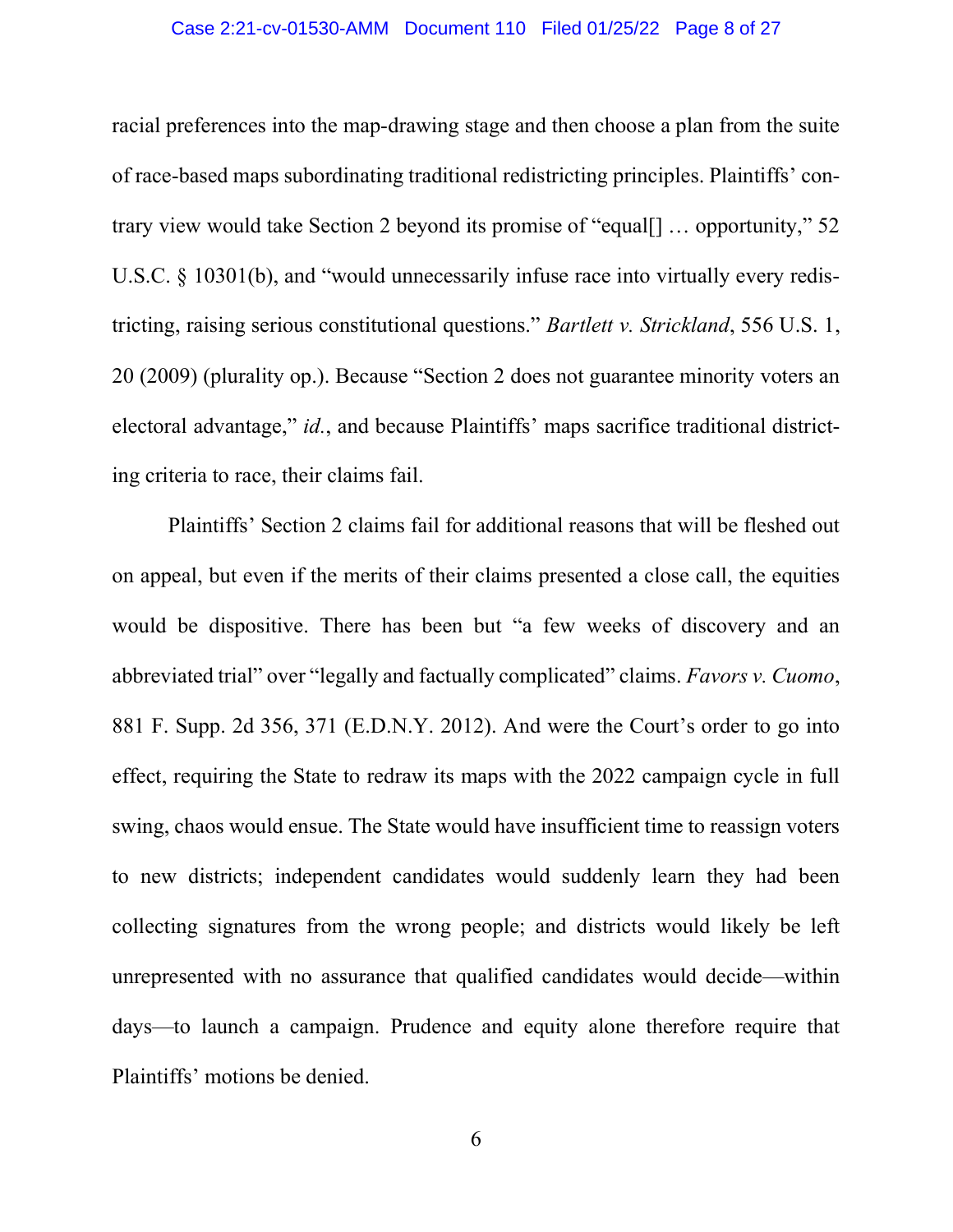racial preferences into the map-drawing stage and then choose a plan from the suite of race-based maps subordinating traditional redistricting principles. Plaintiffs' contrary view would take Section 2 beyond its promise of "equal[] … opportunity," 52 U.S.C. § 10301(b), and "would unnecessarily infuse race into virtually every redistricting, raising serious constitutional questions." *Bartlett v. Strickland*, 556 U.S. 1, 20 (2009) (plurality op.). Because "Section 2 does not guarantee minority voters an electoral advantage," *id.*, and because Plaintiffs' maps sacrifice traditional districting criteria to race, their claims fail.

Plaintiffs' Section 2 claims fail for additional reasons that will be fleshed out on appeal, but even if the merits of their claims presented a close call, the equities would be dispositive. There has been but "a few weeks of discovery and an abbreviated trial" over "legally and factually complicated" claims. *Favors v. Cuomo*, 881 F. Supp. 2d 356, 371 (E.D.N.Y. 2012). And were the Court's order to go into effect, requiring the State to redraw its maps with the 2022 campaign cycle in full swing, chaos would ensue. The State would have insufficient time to reassign voters to new districts; independent candidates would suddenly learn they had been collecting signatures from the wrong people; and districts would likely be left unrepresented with no assurance that qualified candidates would decide—within days—to launch a campaign. Prudence and equity alone therefore require that Plaintiffs' motions be denied.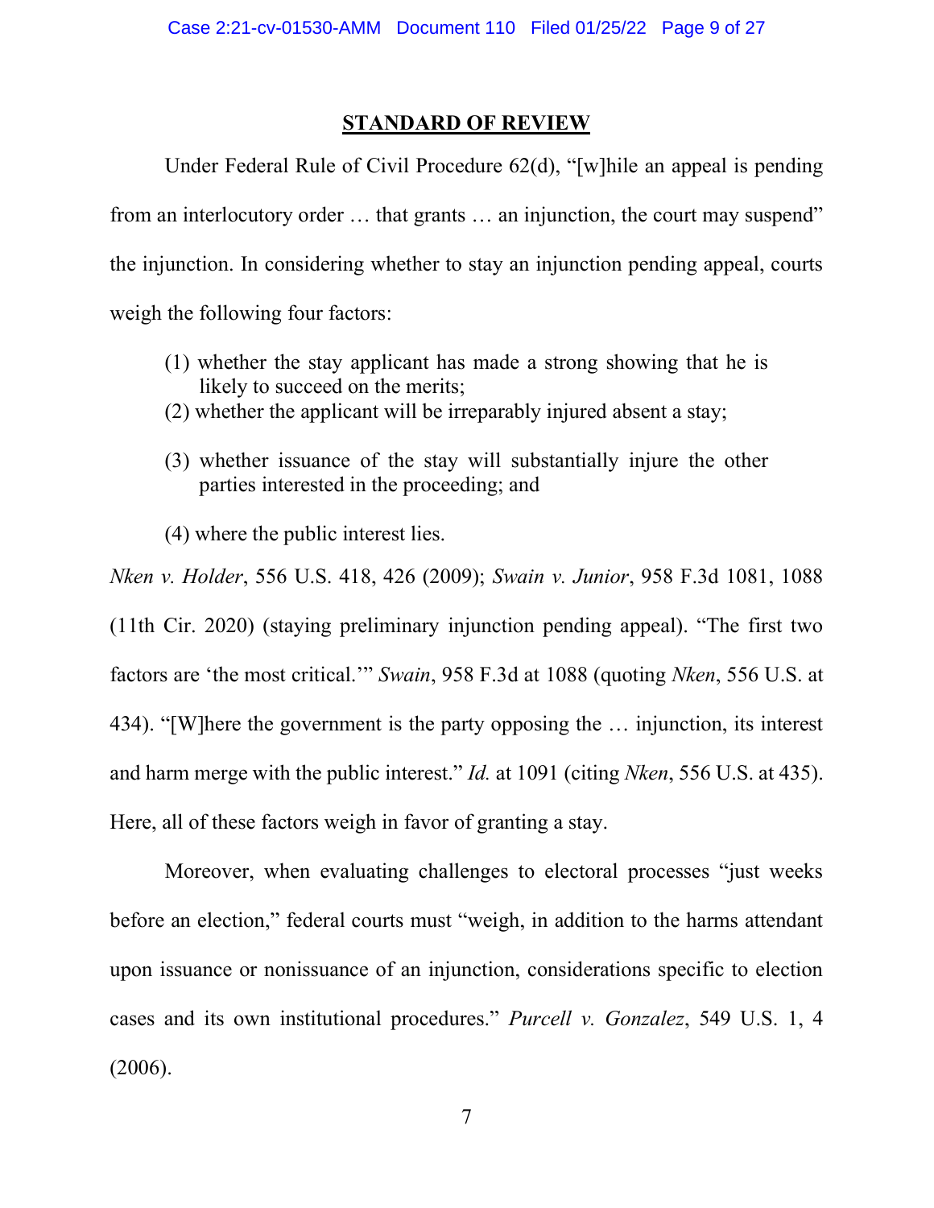## STANDARD OF REVIEW

Under Federal Rule of Civil Procedure 62(d), "[w]hile an appeal is pending from an interlocutory order … that grants … an injunction, the court may suspend" the injunction. In considering whether to stay an injunction pending appeal, courts weigh the following four factors:

> (1) whether the stay applicant has made a strong showing that he is likely to succeed on the merits;
> (2) whether the applicant will be irreparably injured absent a stay;
>
> (3) whether issuance of the stay will substantially injure the other parties interested in the proceeding; and
>
> (4) where the public interest lies.

*Nken v. Holder*, 556 U.S. 418, 426 (2009); *Swain v. Junior*, 958 F.3d 1081, 1088 (11th Cir. 2020) (staying preliminary injunction pending appeal). "The first two factors are 'the most critical.'" *Swain*, 958 F.3d at 1088 (quoting *Nken*, 556 U.S. at 434). "[W]here the government is the party opposing the … injunction, its interest and harm merge with the public interest." *Id.* at 1091 (citing *Nken*, 556 U.S. at 435). Here, all of these factors weigh in favor of granting a stay.

Moreover, when evaluating challenges to electoral processes "just weeks before an election," federal courts must "weigh, in addition to the harms attendant upon issuance or nonissuance of an injunction, considerations specific to election cases and its own institutional procedures." *Purcell v. Gonzalez*, 549 U.S. 1, 4 (2006).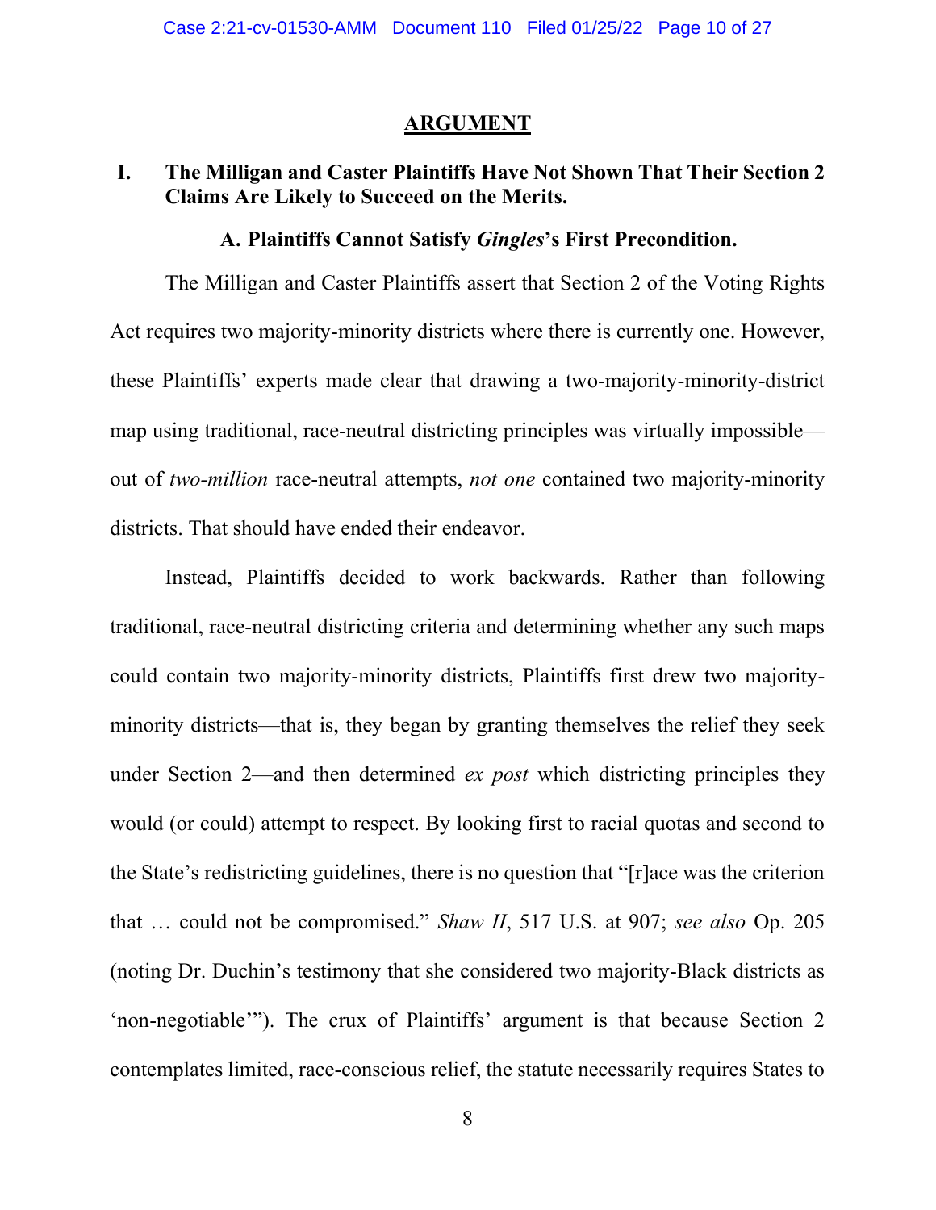## ARGUMENT

### I. The Milligan and Caster Plaintiffs Have Not Shown That Their Section 2 Claims Are Likely to Succeed on the Merits.

#### A. Plaintiffs Cannot Satisfy *Gingles*'s First Precondition.

The Milligan and Caster Plaintiffs assert that Section 2 of the Voting Rights Act requires two majority-minority districts where there is currently one. However, these Plaintiffs' experts made clear that drawing a two-majority-minority-district map using traditional, race-neutral districting principles was virtually impossible—out of *two-million* race-neutral attempts, *not one* contained two majority-minority districts. That should have ended their endeavor.

Instead, Plaintiffs decided to work backwards. Rather than following traditional, race-neutral districting criteria and determining whether any such maps could contain two majority-minority districts, Plaintiffs first drew two majority-minority districts—that is, they began by granting themselves the relief they seek under Section 2—and then determined *ex post* which districting principles they would (or could) attempt to respect. By looking first to racial quotas and second to the State's redistricting guidelines, there is no question that "[r]ace was the criterion that … could not be compromised." *Shaw II*, 517 U.S. at 907; *see also* Op. 205 (noting Dr. Duchin's testimony that she considered two majority-Black districts as 'non-negotiable'"). The crux of Plaintiffs' argument is that because Section 2 contemplates limited, race-conscious relief, the statute necessarily requires States to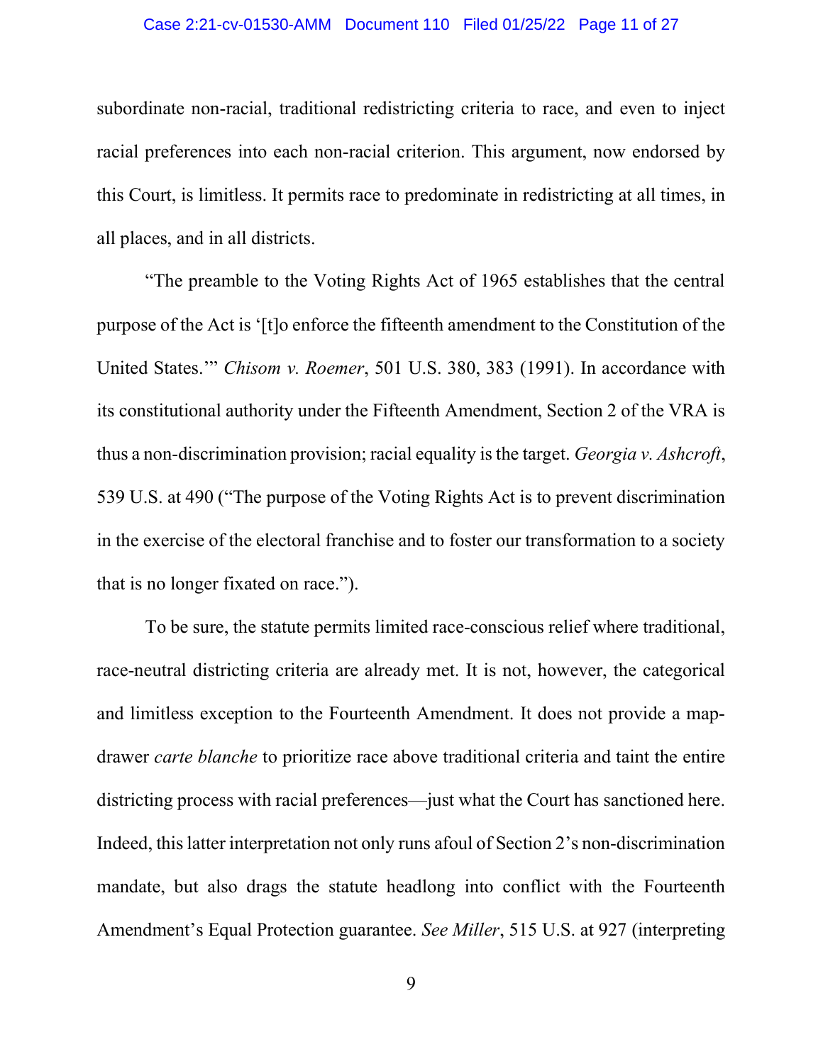subordinate non-racial, traditional redistricting criteria to race, and even to inject racial preferences into each non-racial criterion. This argument, now endorsed by this Court, is limitless. It permits race to predominate in redistricting at all times, in all places, and in all districts.

"The preamble to the Voting Rights Act of 1965 establishes that the central purpose of the Act is '[t]o enforce the fifteenth amendment to the Constitution of the United States.'" *Chisom v. Roemer*, 501 U.S. 380, 383 (1991). In accordance with its constitutional authority under the Fifteenth Amendment, Section 2 of the VRA is thus a non-discrimination provision; racial equality is the target. *Georgia v. Ashcroft*, 539 U.S. at 490 ("The purpose of the Voting Rights Act is to prevent discrimination in the exercise of the electoral franchise and to foster our transformation to a society that is no longer fixated on race.").

To be sure, the statute permits limited race-conscious relief where traditional, race-neutral districting criteria are already met. It is not, however, the categorical and limitless exception to the Fourteenth Amendment. It does not provide a map-drawer *carte blanche* to prioritize race above traditional criteria and taint the entire districting process with racial preferences—just what the Court has sanctioned here. Indeed, this latter interpretation not only runs afoul of Section 2's non-discrimination mandate, but also drags the statute headlong into conflict with the Fourteenth Amendment's Equal Protection guarantee. *See Miller*, 515 U.S. at 927 (interpreting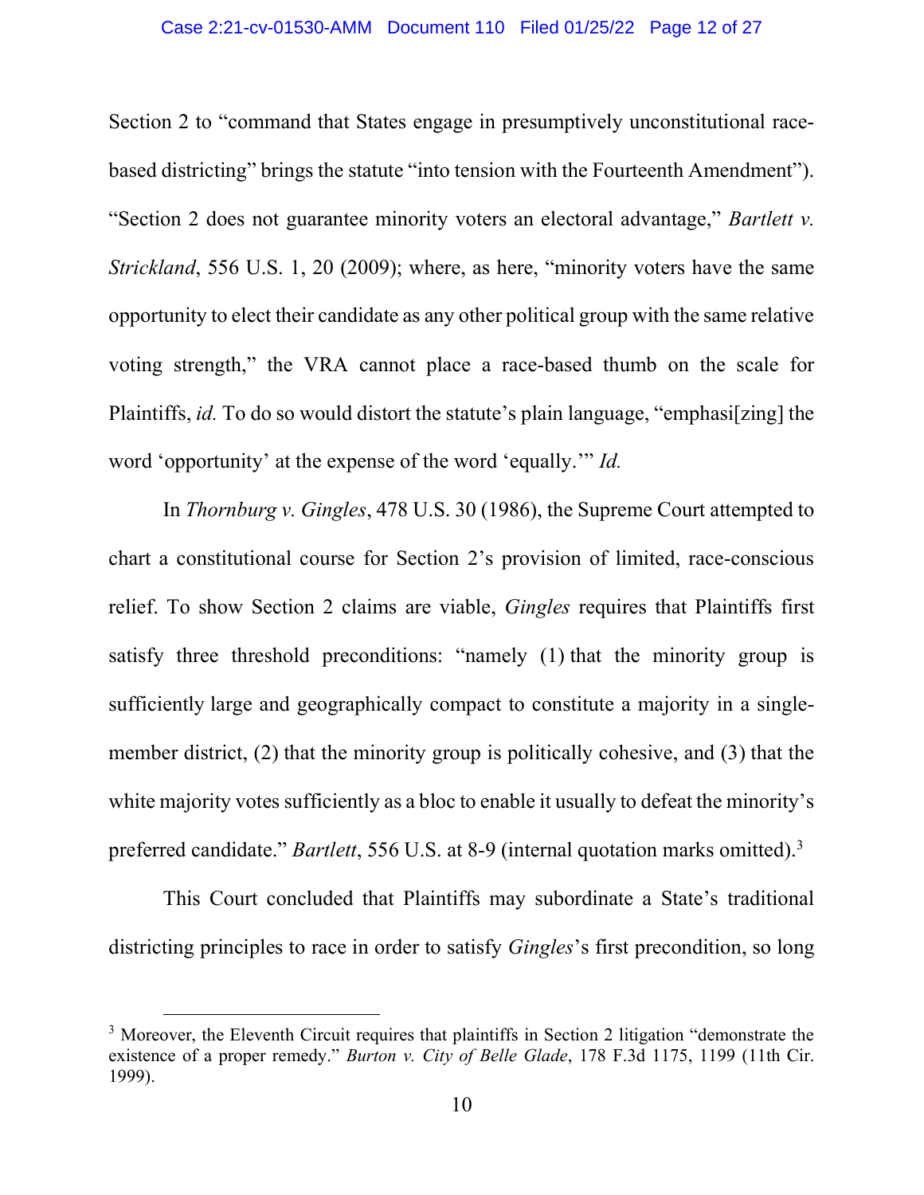Section 2 to "command that States engage in presumptively unconstitutional race-based districting" brings the statute "into tension with the Fourteenth Amendment"). "Section 2 does not guarantee minority voters an electoral advantage," *Bartlett v. Strickland*, 556 U.S. 1, 20 (2009); where, as here, "minority voters have the same opportunity to elect their candidate as any other political group with the same relative voting strength," the VRA cannot place a race-based thumb on the scale for Plaintiffs, *id.* To do so would distort the statute's plain language, "emphasi[zing] the word 'opportunity' at the expense of the word 'equally.'" *Id.*

In *Thornburg v. Gingles*, 478 U.S. 30 (1986), the Supreme Court attempted to chart a constitutional course for Section 2's provision of limited, race-conscious relief. To show Section 2 claims are viable, *Gingles* requires that Plaintiffs first satisfy three threshold preconditions: "namely (1) that the minority group is sufficiently large and geographically compact to constitute a majority in a single-member district, (2) that the minority group is politically cohesive, and (3) that the white majority votes sufficiently as a bloc to enable it usually to defeat the minority's preferred candidate." *Bartlett*, 556 U.S. at 8-9 (internal quotation marks omitted).[3]

This Court concluded that Plaintiffs may subordinate a State's traditional districting principles to race in order to satisfy *Gingles*'s first precondition, so long

---

[3] Moreover, the Eleventh Circuit requires that plaintiffs in Section 2 litigation "demonstrate the existence of a proper remedy." *Burton v. City of Belle Glade*, 178 F.3d 1175, 1199 (11th Cir. 1999).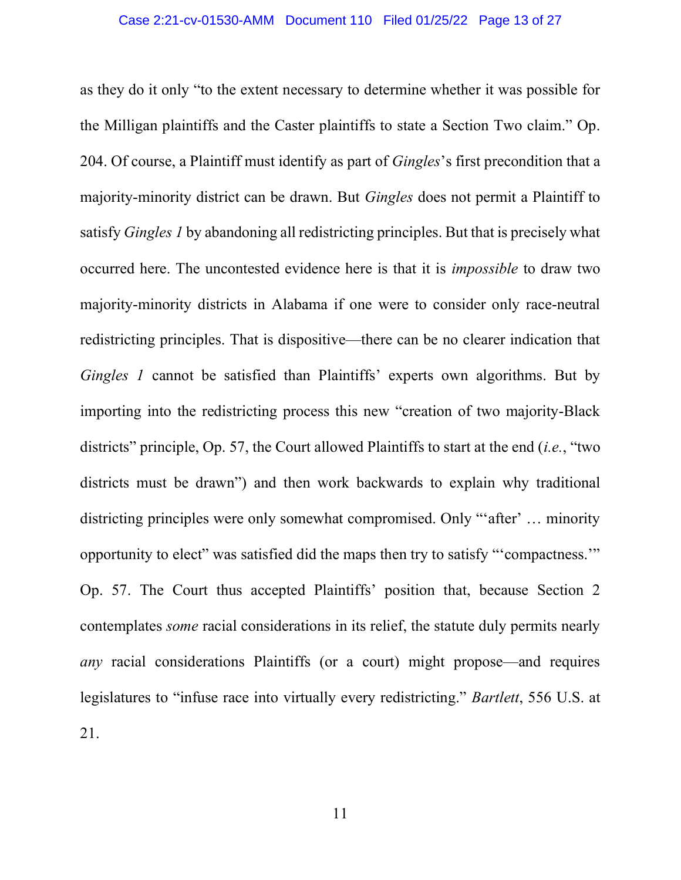as they do it only "to the extent necessary to determine whether it was possible for the Milligan plaintiffs and the Caster plaintiffs to state a Section Two claim." Op. 204. Of course, a Plaintiff must identify as part of *Gingles*'s first precondition that a majority-minority district can be drawn. But *Gingles* does not permit a Plaintiff to satisfy *Gingles 1* by abandoning all redistricting principles. But that is precisely what occurred here. The uncontested evidence here is that it is *impossible* to draw two majority-minority districts in Alabama if one were to consider only race-neutral redistricting principles. That is dispositive—there can be no clearer indication that *Gingles 1* cannot be satisfied than Plaintiffs' experts own algorithms. But by importing into the redistricting process this new "creation of two majority-Black districts" principle, Op. 57, the Court allowed Plaintiffs to start at the end (*i.e.*, "two districts must be drawn") and then work backwards to explain why traditional districting principles were only somewhat compromised. Only "'after' … minority opportunity to elect" was satisfied did the maps then try to satisfy "'compactness.'" Op. 57. The Court thus accepted Plaintiffs' position that, because Section 2 contemplates *some* racial considerations in its relief, the statute duly permits nearly *any* racial considerations Plaintiffs (or a court) might propose—and requires legislatures to "infuse race into virtually every redistricting." *Bartlett*, 556 U.S. at 21.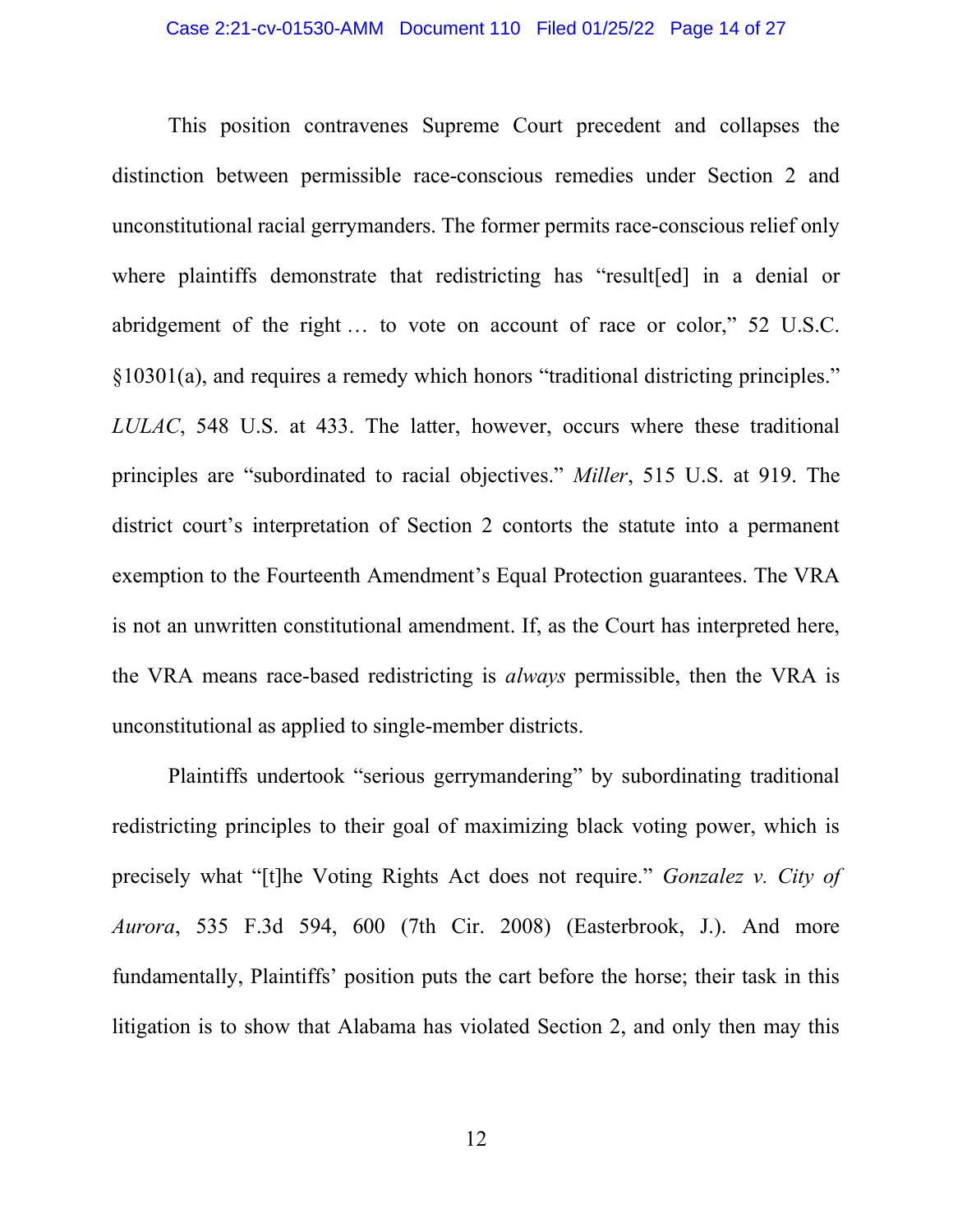This position contravenes Supreme Court precedent and collapses the distinction between permissible race-conscious remedies under Section 2 and unconstitutional racial gerrymanders. The former permits race-conscious relief only where plaintiffs demonstrate that redistricting has "result[ed] in a denial or abridgement of the right … to vote on account of race or color," 52 U.S.C. §10301(a), and requires a remedy which honors "traditional districting principles." *LULAC*, 548 U.S. at 433. The latter, however, occurs where these traditional principles are "subordinated to racial objectives." *Miller*, 515 U.S. at 919. The district court's interpretation of Section 2 contorts the statute into a permanent exemption to the Fourteenth Amendment's Equal Protection guarantees. The VRA is not an unwritten constitutional amendment. If, as the Court has interpreted here, the VRA means race-based redistricting is *always* permissible, then the VRA is unconstitutional as applied to single-member districts.

Plaintiffs undertook "serious gerrymandering" by subordinating traditional redistricting principles to their goal of maximizing black voting power, which is precisely what "[t]he Voting Rights Act does not require." *Gonzalez v. City of Aurora*, 535 F.3d 594, 600 (7th Cir. 2008) (Easterbrook, J.). And more fundamentally, Plaintiffs' position puts the cart before the horse; their task in this litigation is to show that Alabama has violated Section 2, and only then may this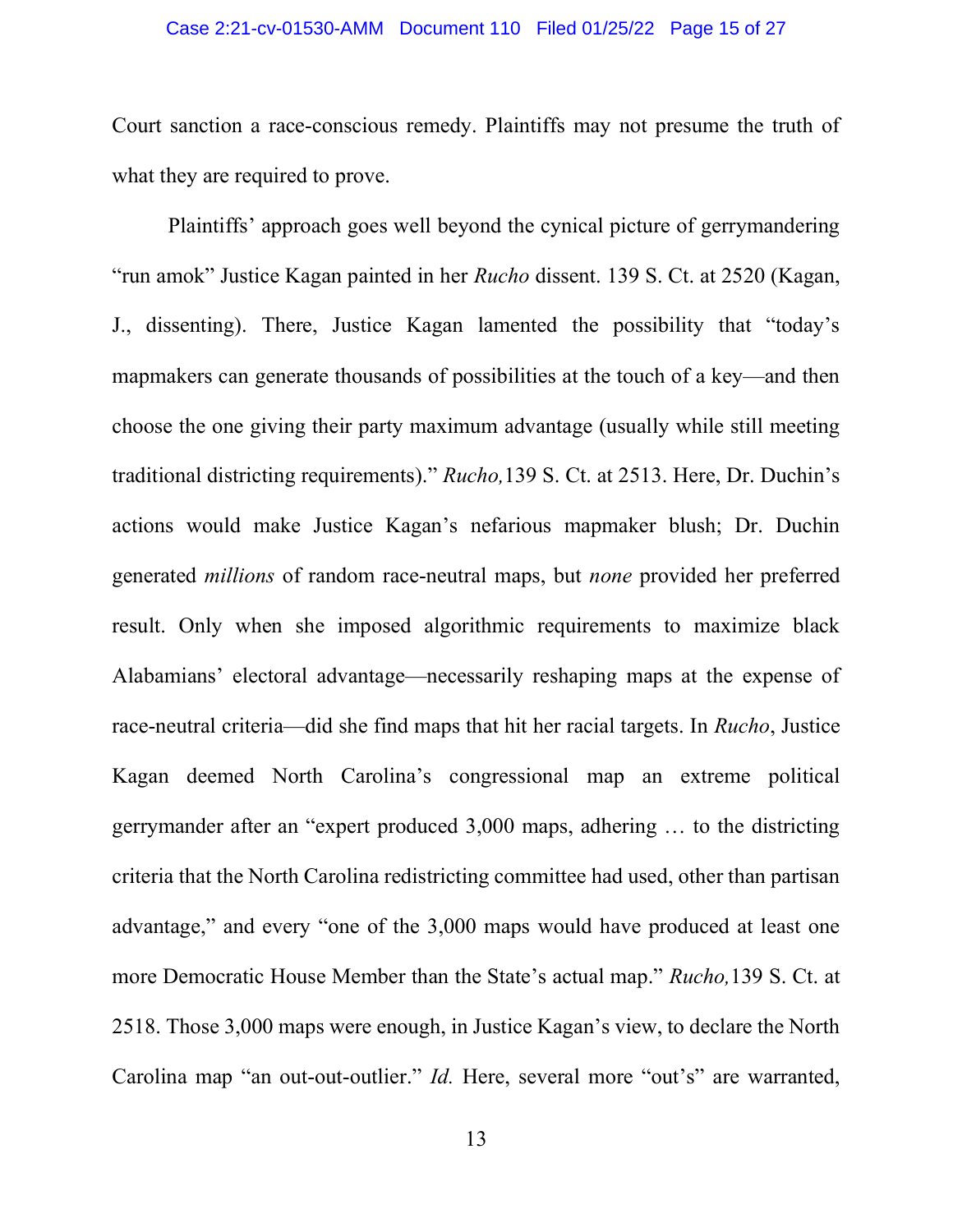Court sanction a race-conscious remedy. Plaintiffs may not presume the truth of what they are required to prove.

Plaintiffs' approach goes well beyond the cynical picture of gerrymandering "run amok" Justice Kagan painted in her *Rucho* dissent. 139 S. Ct. at 2520 (Kagan, J., dissenting). There, Justice Kagan lamented the possibility that "today's mapmakers can generate thousands of possibilities at the touch of a key—and then choose the one giving their party maximum advantage (usually while still meeting traditional districting requirements)." *Rucho,*139 S. Ct. at 2513. Here, Dr. Duchin's actions would make Justice Kagan's nefarious mapmaker blush; Dr. Duchin generated *millions* of random race-neutral maps, but *none* provided her preferred result. Only when she imposed algorithmic requirements to maximize black Alabamians' electoral advantage—necessarily reshaping maps at the expense of race-neutral criteria—did she find maps that hit her racial targets. In *Rucho*, Justice Kagan deemed North Carolina's congressional map an extreme political gerrymander after an "expert produced 3,000 maps, adhering … to the districting criteria that the North Carolina redistricting committee had used, other than partisan advantage," and every "one of the 3,000 maps would have produced at least one more Democratic House Member than the State's actual map." *Rucho,*139 S. Ct. at 2518. Those 3,000 maps were enough, in Justice Kagan's view, to declare the North Carolina map "an out-out-outlier." *Id.* Here, several more "out's" are warranted,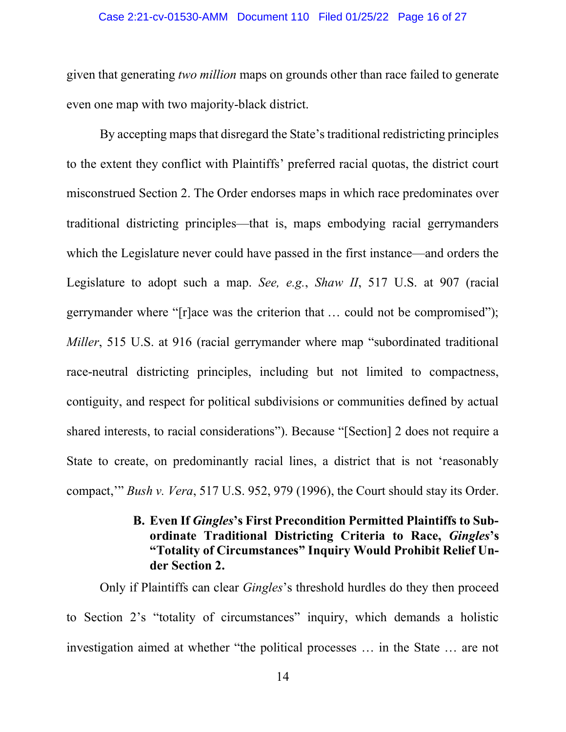given that generating *two million* maps on grounds other than race failed to generate even one map with two majority-black district.

By accepting maps that disregard the State's traditional redistricting principles to the extent they conflict with Plaintiffs' preferred racial quotas, the district court misconstrued Section 2. The Order endorses maps in which race predominates over traditional districting principles—that is, maps embodying racial gerrymanders which the Legislature never could have passed in the first instance—and orders the Legislature to adopt such a map. *See, e.g.*, *Shaw II*, 517 U.S. at 907 (racial gerrymander where "[r]ace was the criterion that … could not be compromised"); *Miller*, 515 U.S. at 916 (racial gerrymander where map "subordinated traditional race-neutral districting principles, including but not limited to compactness, contiguity, and respect for political subdivisions or communities defined by actual shared interests, to racial considerations"). Because "[Section] 2 does not require a State to create, on predominantly racial lines, a district that is not 'reasonably compact,'" *Bush v. Vera*, 517 U.S. 952, 979 (1996), the Court should stay its Order.

### B. Even If *Gingles*'s First Precondition Permitted Plaintiffs to Subordinate Traditional Districting Criteria to Race, *Gingles*'s "Totality of Circumstances" Inquiry Would Prohibit Relief Under Section 2.

Only if Plaintiffs can clear *Gingles*'s threshold hurdles do they then proceed to Section 2's "totality of circumstances" inquiry, which demands a holistic investigation aimed at whether "the political processes … in the State … are not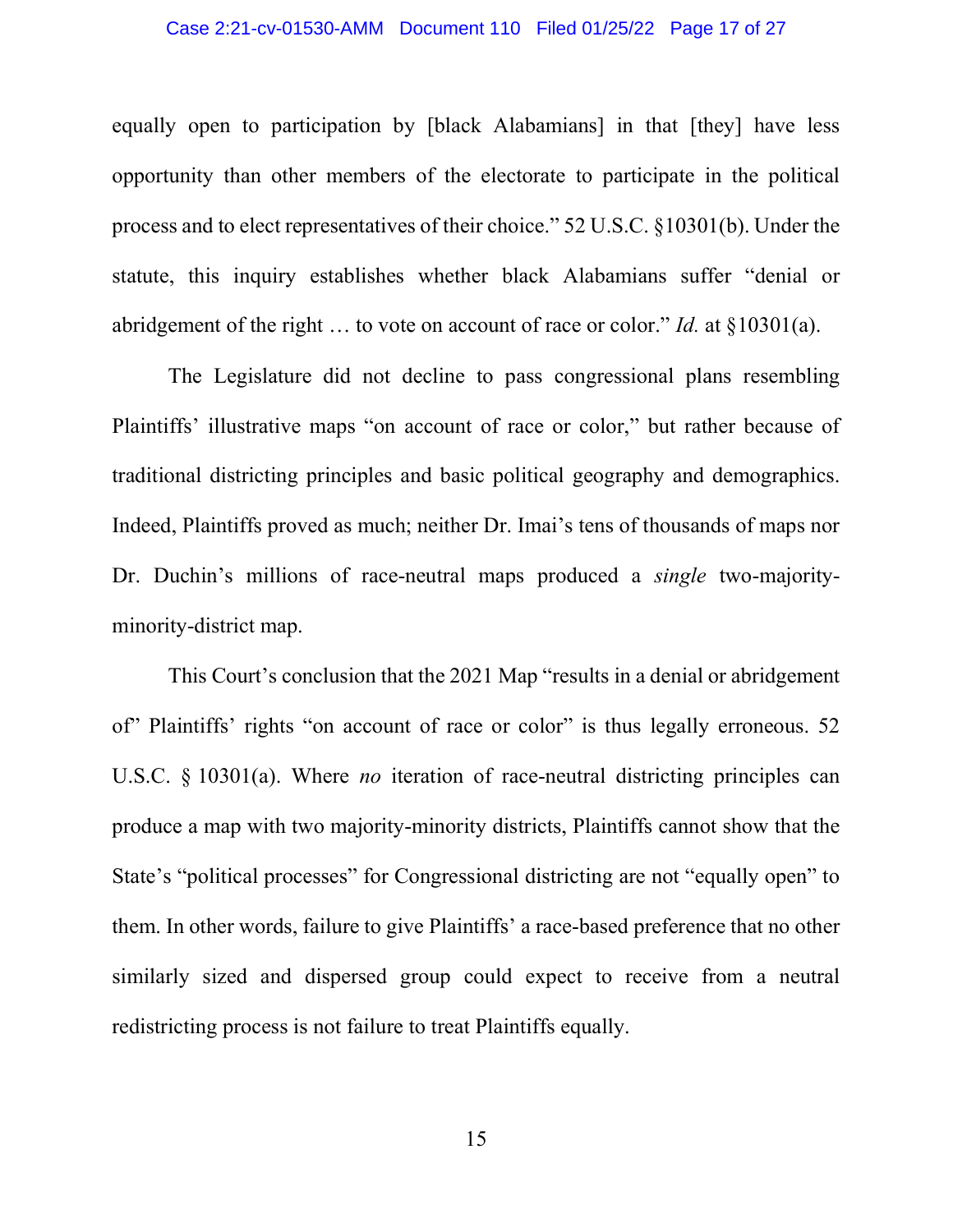equally open to participation by [black Alabamians] in that [they] have less opportunity than other members of the electorate to participate in the political process and to elect representatives of their choice." 52 U.S.C. §10301(b). Under the statute, this inquiry establishes whether black Alabamians suffer "denial or abridgement of the right … to vote on account of race or color." *Id.* at §10301(a).

The Legislature did not decline to pass congressional plans resembling Plaintiffs' illustrative maps "on account of race or color," but rather because of traditional districting principles and basic political geography and demographics. Indeed, Plaintiffs proved as much; neither Dr. Imai's tens of thousands of maps nor Dr. Duchin's millions of race-neutral maps produced a *single* two-majority-minority-district map.

This Court's conclusion that the 2021 Map "results in a denial or abridgement of" Plaintiffs' rights "on account of race or color" is thus legally erroneous. 52 U.S.C. § 10301(a). Where *no* iteration of race-neutral districting principles can produce a map with two majority-minority districts, Plaintiffs cannot show that the State's "political processes" for Congressional districting are not "equally open" to them. In other words, failure to give Plaintiffs' a race-based preference that no other similarly sized and dispersed group could expect to receive from a neutral redistricting process is not failure to treat Plaintiffs equally.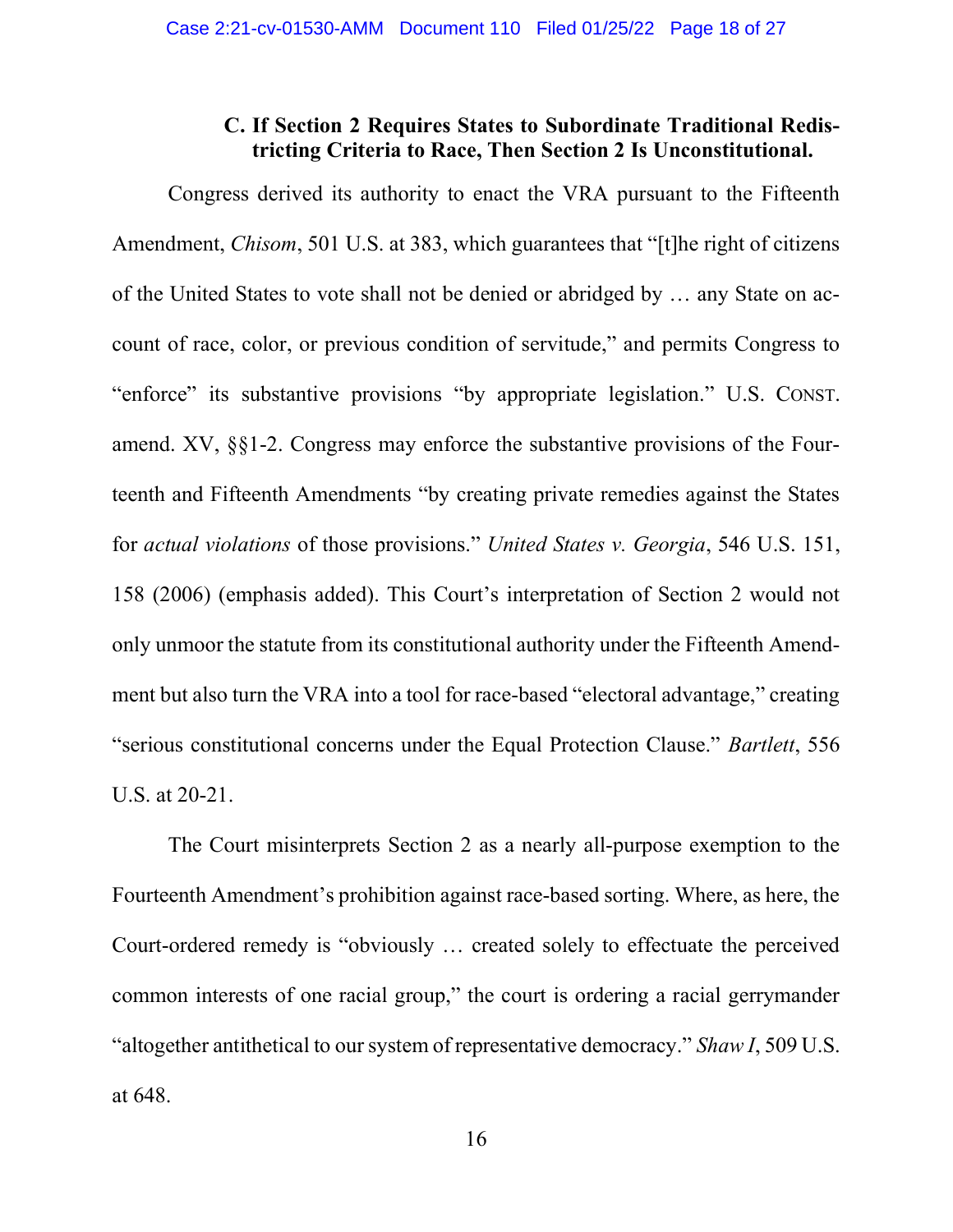### C. If Section 2 Requires States to Subordinate Traditional Redistricting Criteria to Race, Then Section 2 Is Unconstitutional.

Congress derived its authority to enact the VRA pursuant to the Fifteenth Amendment, *Chisom*, 501 U.S. at 383, which guarantees that "[t]he right of citizens of the United States to vote shall not be denied or abridged by … any State on account of race, color, or previous condition of servitude," and permits Congress to "enforce" its substantive provisions "by appropriate legislation." U.S. CONST. amend. XV, §§1-2. Congress may enforce the substantive provisions of the Fourteenth and Fifteenth Amendments "by creating private remedies against the States for *actual violations* of those provisions." *United States v. Georgia*, 546 U.S. 151, 158 (2006) (emphasis added). This Court's interpretation of Section 2 would not only unmoor the statute from its constitutional authority under the Fifteenth Amendment but also turn the VRA into a tool for race-based "electoral advantage," creating "serious constitutional concerns under the Equal Protection Clause." *Bartlett*, 556 U.S. at 20-21.

The Court misinterprets Section 2 as a nearly all-purpose exemption to the Fourteenth Amendment's prohibition against race-based sorting. Where, as here, the Court-ordered remedy is "obviously … created solely to effectuate the perceived common interests of one racial group," the court is ordering a racial gerrymander "altogether antithetical to our system of representative democracy." *Shaw I*, 509 U.S. at 648.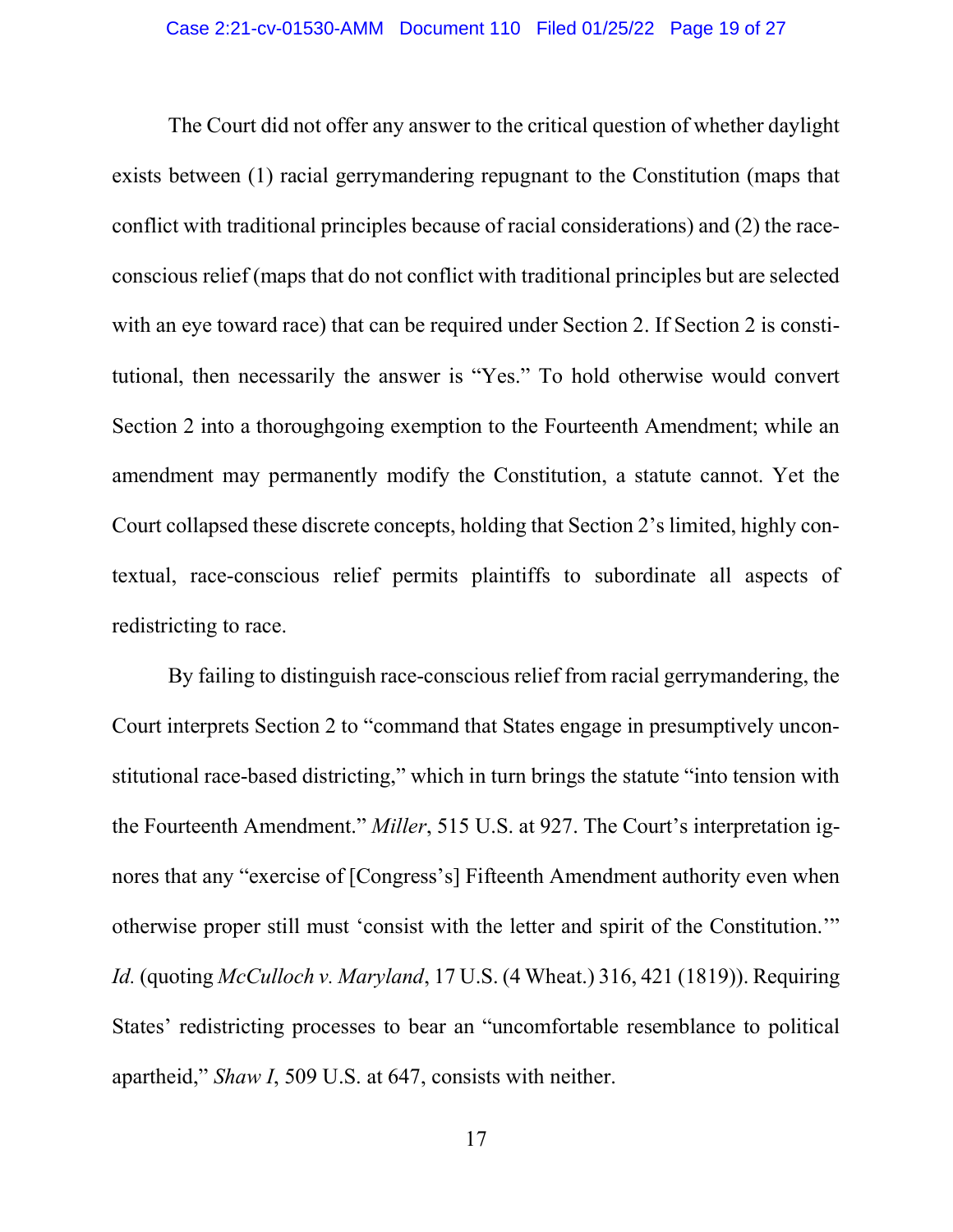The Court did not offer any answer to the critical question of whether daylight exists between (1) racial gerrymandering repugnant to the Constitution (maps that conflict with traditional principles because of racial considerations) and (2) the race-conscious relief (maps that do not conflict with traditional principles but are selected with an eye toward race) that can be required under Section 2. If Section 2 is constitutional, then necessarily the answer is "Yes." To hold otherwise would convert Section 2 into a thoroughgoing exemption to the Fourteenth Amendment; while an amendment may permanently modify the Constitution, a statute cannot. Yet the Court collapsed these discrete concepts, holding that Section 2's limited, highly contextual, race-conscious relief permits plaintiffs to subordinate all aspects of redistricting to race.

By failing to distinguish race-conscious relief from racial gerrymandering, the Court interprets Section 2 to "command that States engage in presumptively unconstitutional race-based districting," which in turn brings the statute "into tension with the Fourteenth Amendment." *Miller*, 515 U.S. at 927. The Court's interpretation ignores that any "exercise of [Congress's] Fifteenth Amendment authority even when otherwise proper still must 'consist with the letter and spirit of the Constitution.'" *Id.* (quoting *McCulloch v. Maryland*, 17 U.S. (4 Wheat.) 316, 421 (1819)). Requiring States' redistricting processes to bear an "uncomfortable resemblance to political apartheid," *Shaw I*, 509 U.S. at 647, consists with neither.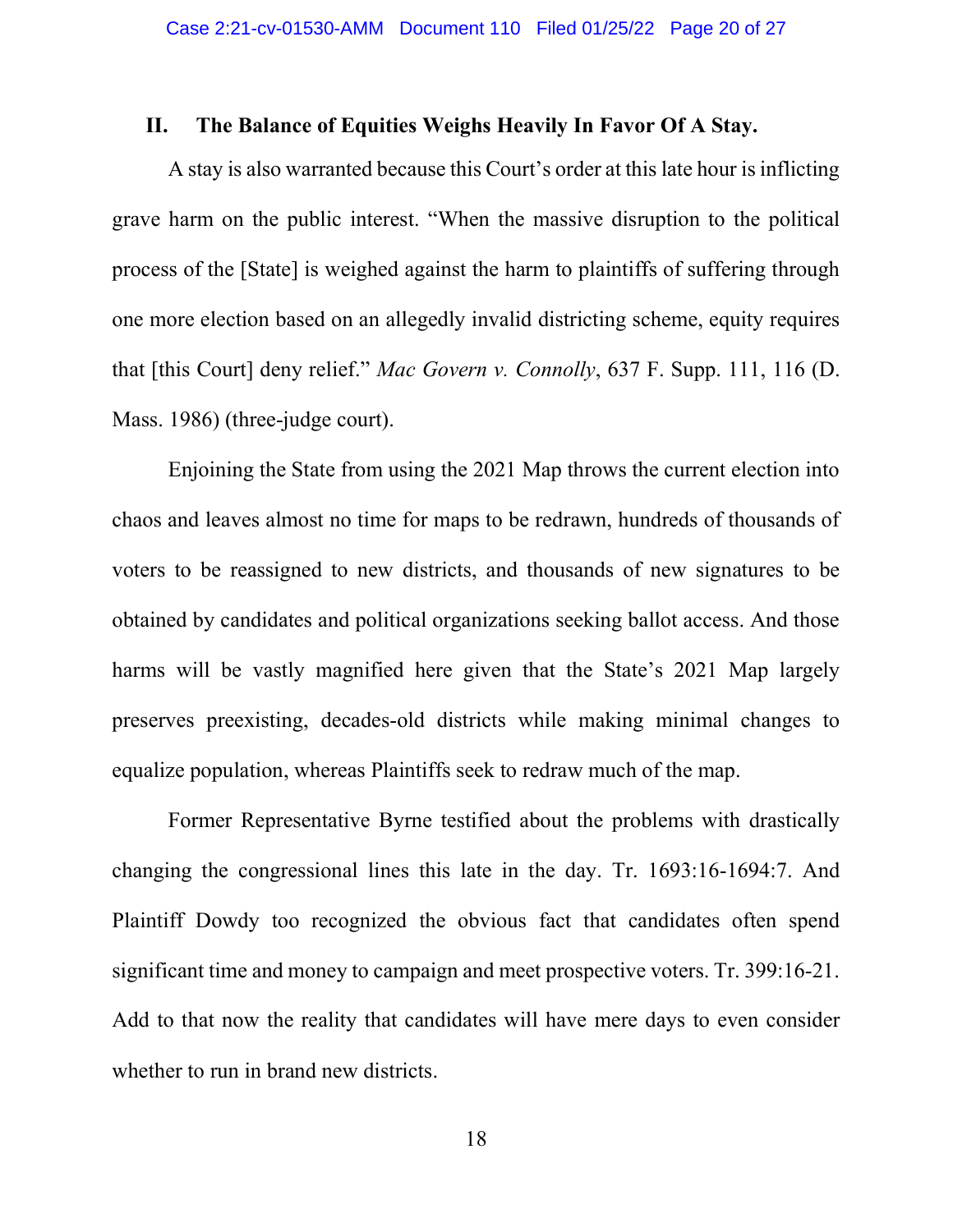## II. The Balance of Equities Weighs Heavily In Favor Of A Stay.

A stay is also warranted because this Court's order at this late hour is inflicting grave harm on the public interest. "When the massive disruption to the political process of the [State] is weighed against the harm to plaintiffs of suffering through one more election based on an allegedly invalid districting scheme, equity requires that [this Court] deny relief." *Mac Govern v. Connolly*, 637 F. Supp. 111, 116 (D. Mass. 1986) (three-judge court).

Enjoining the State from using the 2021 Map throws the current election into chaos and leaves almost no time for maps to be redrawn, hundreds of thousands of voters to be reassigned to new districts, and thousands of new signatures to be obtained by candidates and political organizations seeking ballot access. And those harms will be vastly magnified here given that the State's 2021 Map largely preserves preexisting, decades-old districts while making minimal changes to equalize population, whereas Plaintiffs seek to redraw much of the map.

Former Representative Byrne testified about the problems with drastically changing the congressional lines this late in the day. Tr. 1693:16-1694:7. And Plaintiff Dowdy too recognized the obvious fact that candidates often spend significant time and money to campaign and meet prospective voters. Tr. 399:16-21. Add to that now the reality that candidates will have mere days to even consider whether to run in brand new districts.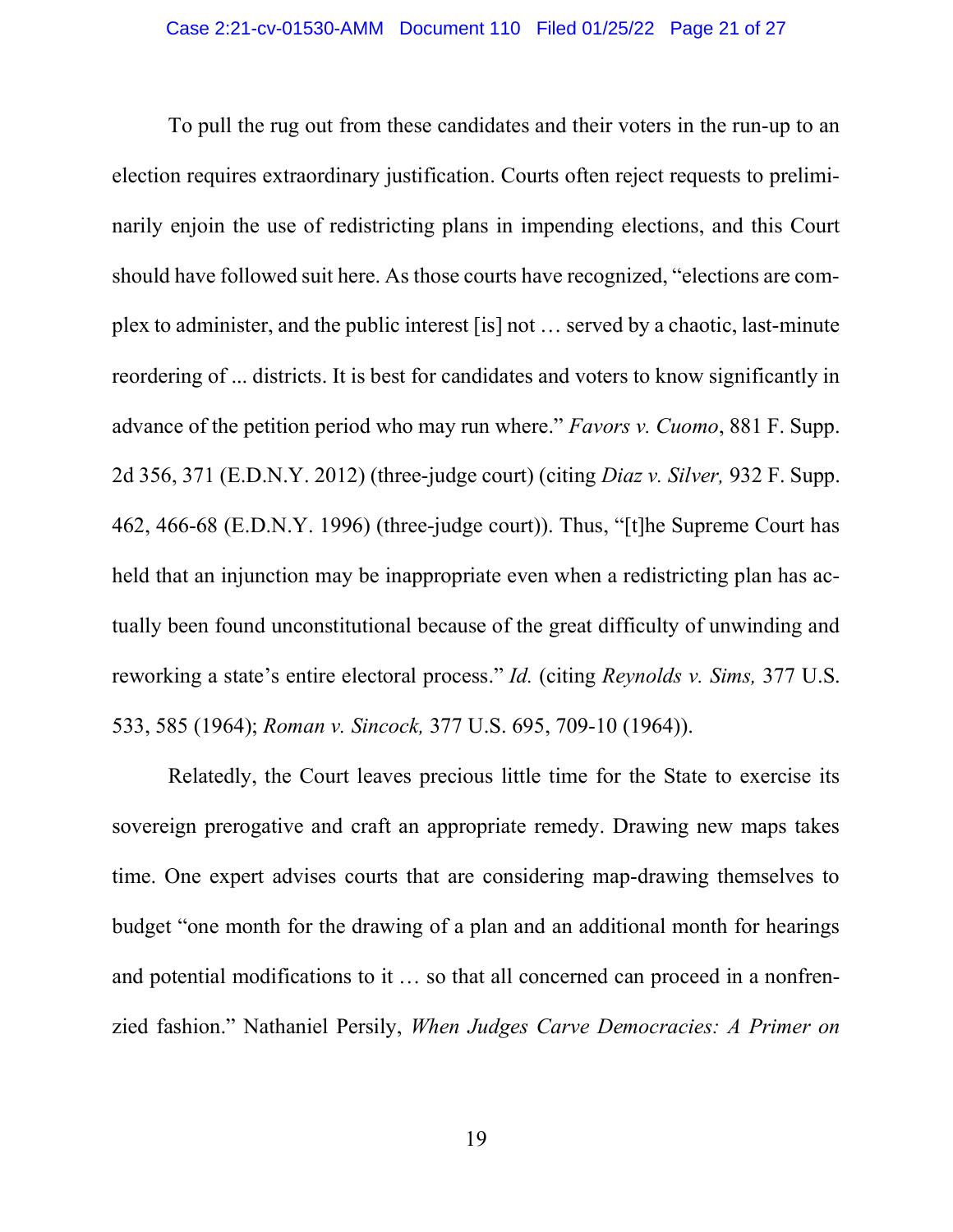To pull the rug out from these candidates and their voters in the run-up to an election requires extraordinary justification. Courts often reject requests to preliminarily enjoin the use of redistricting plans in impending elections, and this Court should have followed suit here. As those courts have recognized, "elections are complex to administer, and the public interest [is] not … served by a chaotic, last-minute reordering of ... districts. It is best for candidates and voters to know significantly in advance of the petition period who may run where." *Favors v. Cuomo*, 881 F. Supp. 2d 356, 371 (E.D.N.Y. 2012) (three-judge court) (citing *Diaz v. Silver,* 932 F. Supp. 462, 466-68 (E.D.N.Y. 1996) (three-judge court)). Thus, "[t]he Supreme Court has held that an injunction may be inappropriate even when a redistricting plan has actually been found unconstitutional because of the great difficulty of unwinding and reworking a state's entire electoral process." *Id.* (citing *Reynolds v. Sims,* 377 U.S. 533, 585 (1964); *Roman v. Sincock,* 377 U.S. 695, 709-10 (1964)).

Relatedly, the Court leaves precious little time for the State to exercise its sovereign prerogative and craft an appropriate remedy. Drawing new maps takes time. One expert advises courts that are considering map-drawing themselves to budget "one month for the drawing of a plan and an additional month for hearings and potential modifications to it … so that all concerned can proceed in a nonfrenzied fashion." Nathaniel Persily, *When Judges Carve Democracies: A Primer on*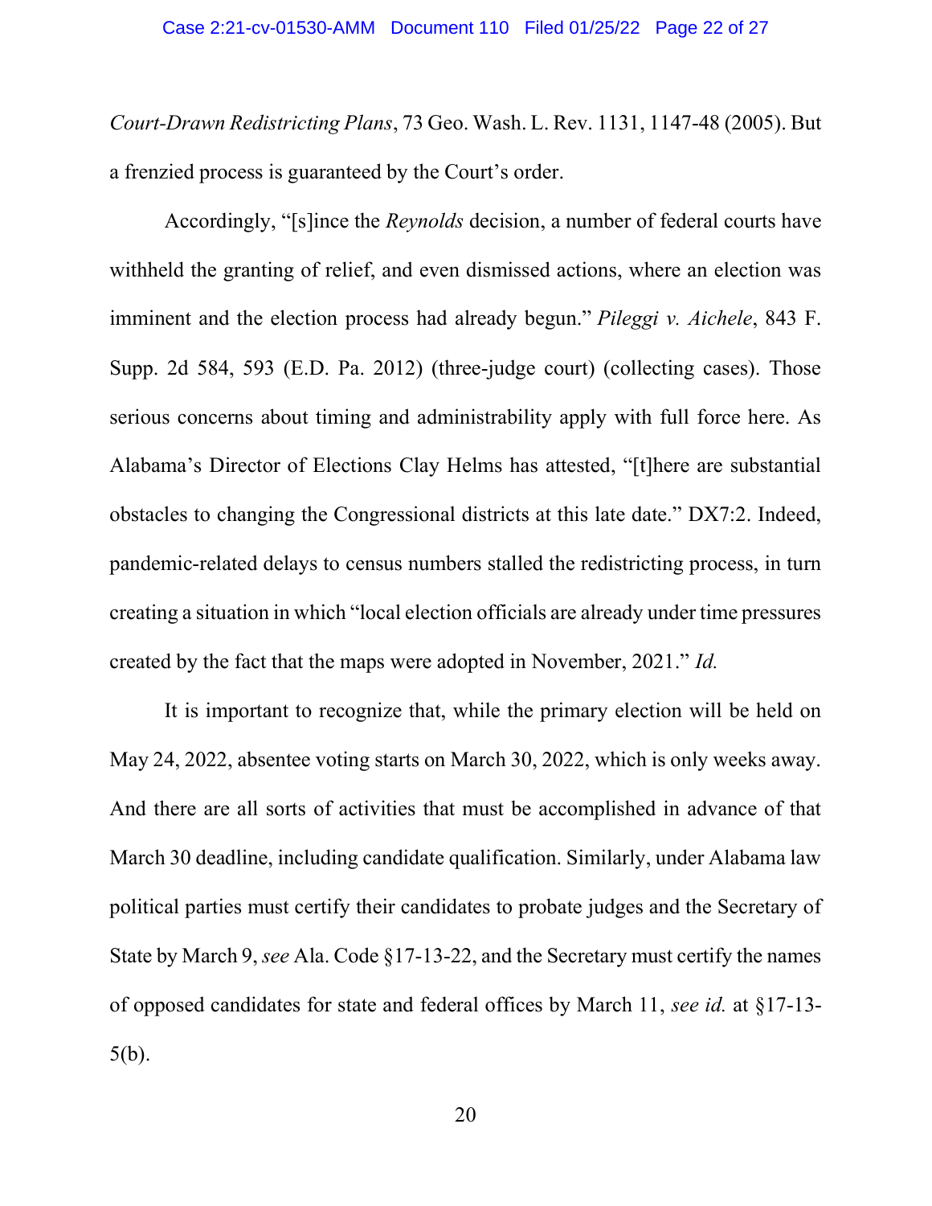*Court-Drawn Redistricting Plans*, 73 Geo. Wash. L. Rev. 1131, 1147-48 (2005). But a frenzied process is guaranteed by the Court's order.

Accordingly, "[s]ince the *Reynolds* decision, a number of federal courts have withheld the granting of relief, and even dismissed actions, where an election was imminent and the election process had already begun." *Pileggi v. Aichele*, 843 F. Supp. 2d 584, 593 (E.D. Pa. 2012) (three-judge court) (collecting cases). Those serious concerns about timing and administrability apply with full force here. As Alabama's Director of Elections Clay Helms has attested, "[t]here are substantial obstacles to changing the Congressional districts at this late date." DX7:2. Indeed, pandemic-related delays to census numbers stalled the redistricting process, in turn creating a situation in which "local election officials are already under time pressures created by the fact that the maps were adopted in November, 2021." *Id.*

It is important to recognize that, while the primary election will be held on May 24, 2022, absentee voting starts on March 30, 2022, which is only weeks away. And there are all sorts of activities that must be accomplished in advance of that March 30 deadline, including candidate qualification. Similarly, under Alabama law political parties must certify their candidates to probate judges and the Secretary of State by March 9, *see* Ala. Code §17-13-22, and the Secretary must certify the names of opposed candidates for state and federal offices by March 11, *see id.* at §17-13-5(b).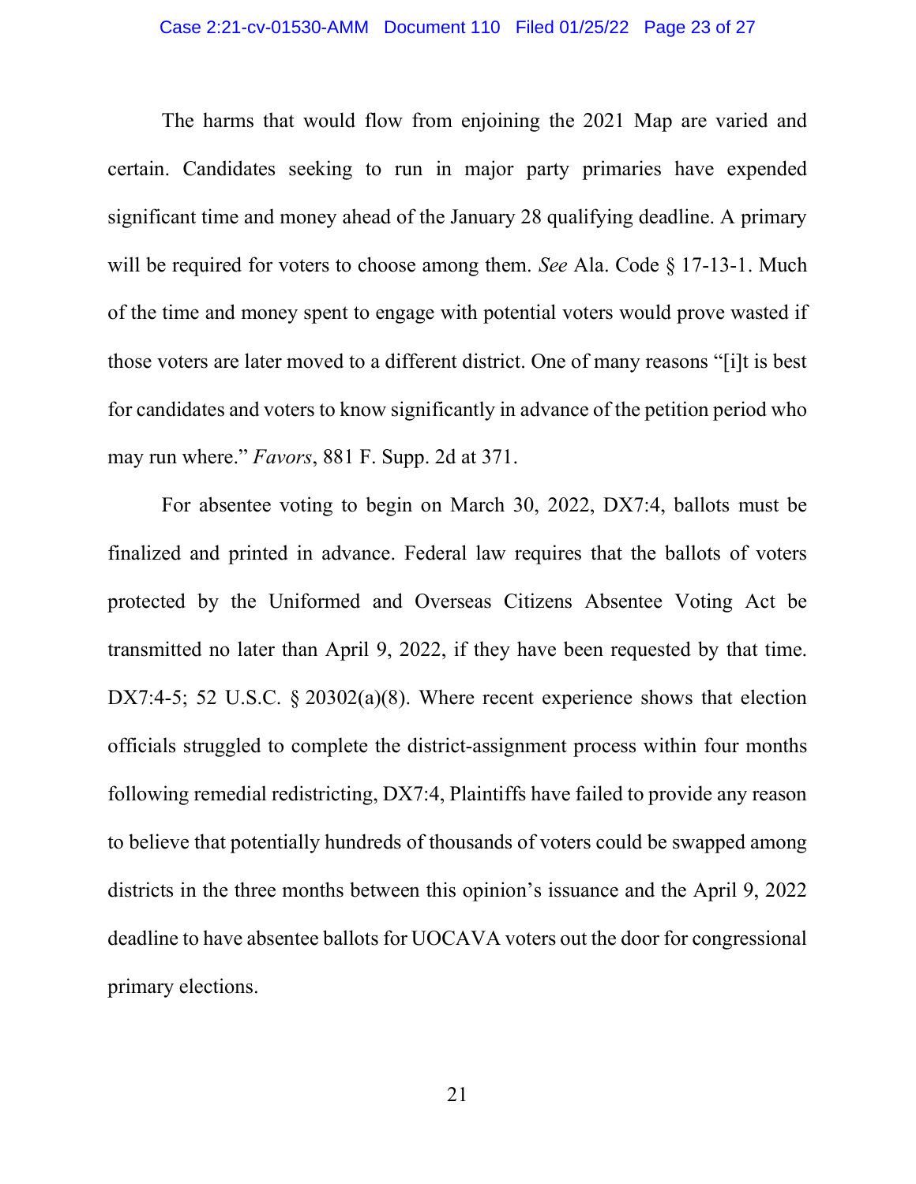The harms that would flow from enjoining the 2021 Map are varied and certain. Candidates seeking to run in major party primaries have expended significant time and money ahead of the January 28 qualifying deadline. A primary will be required for voters to choose among them. *See* Ala. Code § 17-13-1. Much of the time and money spent to engage with potential voters would prove wasted if those voters are later moved to a different district. One of many reasons "[i]t is best for candidates and voters to know significantly in advance of the petition period who may run where." *Favors*, 881 F. Supp. 2d at 371.

For absentee voting to begin on March 30, 2022, DX7:4, ballots must be finalized and printed in advance. Federal law requires that the ballots of voters protected by the Uniformed and Overseas Citizens Absentee Voting Act be transmitted no later than April 9, 2022, if they have been requested by that time. DX7:4-5; 52 U.S.C. § 20302(a)(8). Where recent experience shows that election officials struggled to complete the district-assignment process within four months following remedial redistricting, DX7:4, Plaintiffs have failed to provide any reason to believe that potentially hundreds of thousands of voters could be swapped among districts in the three months between this opinion's issuance and the April 9, 2022 deadline to have absentee ballots for UOCAVA voters out the door for congressional primary elections.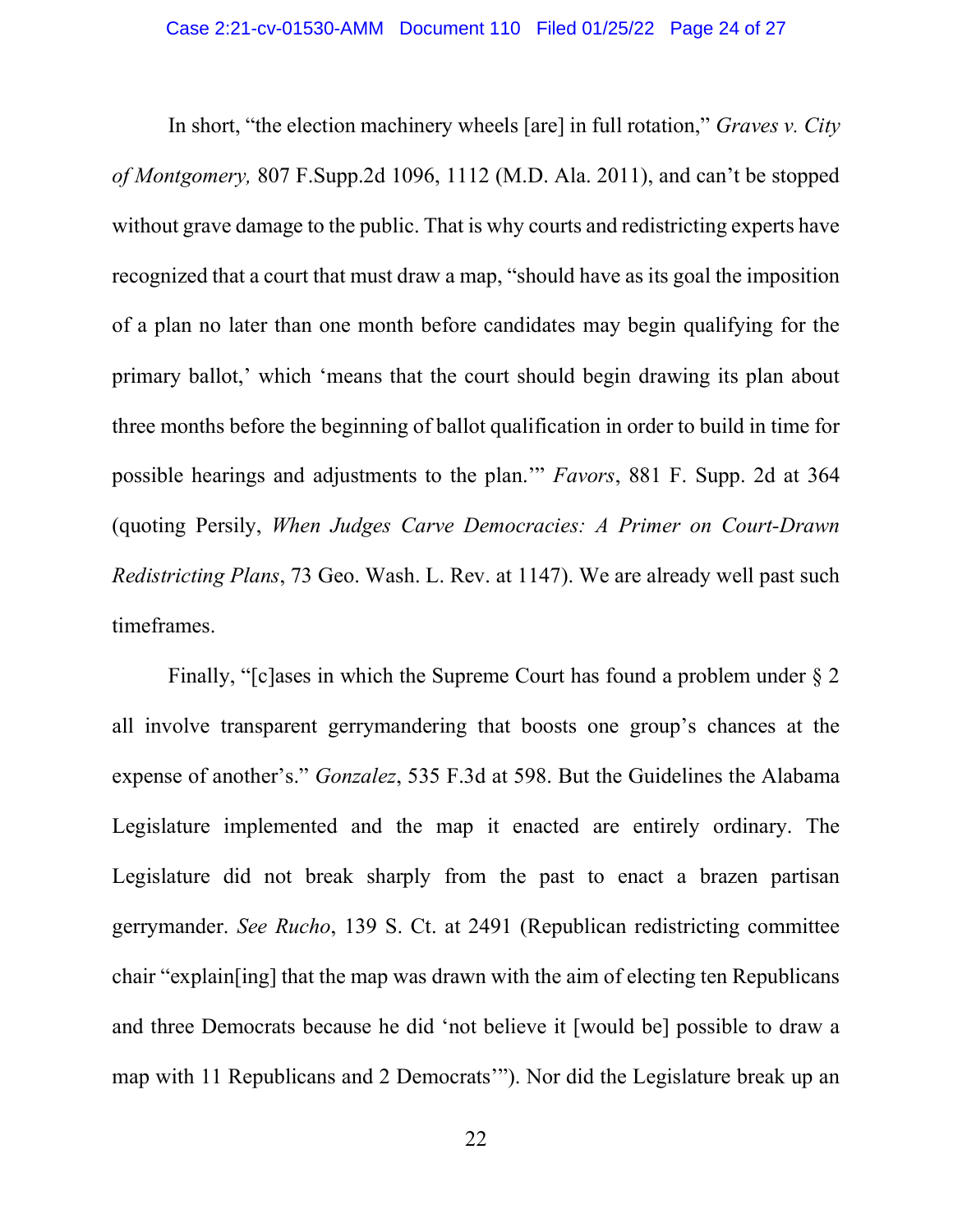In short, "the election machinery wheels [are] in full rotation," *Graves v. City of Montgomery,* 807 F.Supp.2d 1096, 1112 (M.D. Ala. 2011), and can't be stopped without grave damage to the public. That is why courts and redistricting experts have recognized that a court that must draw a map, "should have as its goal the imposition of a plan no later than one month before candidates may begin qualifying for the primary ballot,' which 'means that the court should begin drawing its plan about three months before the beginning of ballot qualification in order to build in time for possible hearings and adjustments to the plan.'" *Favors*, 881 F. Supp. 2d at 364 (quoting Persily, *When Judges Carve Democracies: A Primer on Court-Drawn Redistricting Plans*, 73 Geo. Wash. L. Rev. at 1147). We are already well past such timeframes.

Finally, "[c]ases in which the Supreme Court has found a problem under § 2 all involve transparent gerrymandering that boosts one group's chances at the expense of another's." *Gonzalez*, 535 F.3d at 598. But the Guidelines the Alabama Legislature implemented and the map it enacted are entirely ordinary. The Legislature did not break sharply from the past to enact a brazen partisan gerrymander. *See Rucho*, 139 S. Ct. at 2491 (Republican redistricting committee chair "explain[ing] that the map was drawn with the aim of electing ten Republicans and three Democrats because he did 'not believe it [would be] possible to draw a map with 11 Republicans and 2 Democrats'"). Nor did the Legislature break up an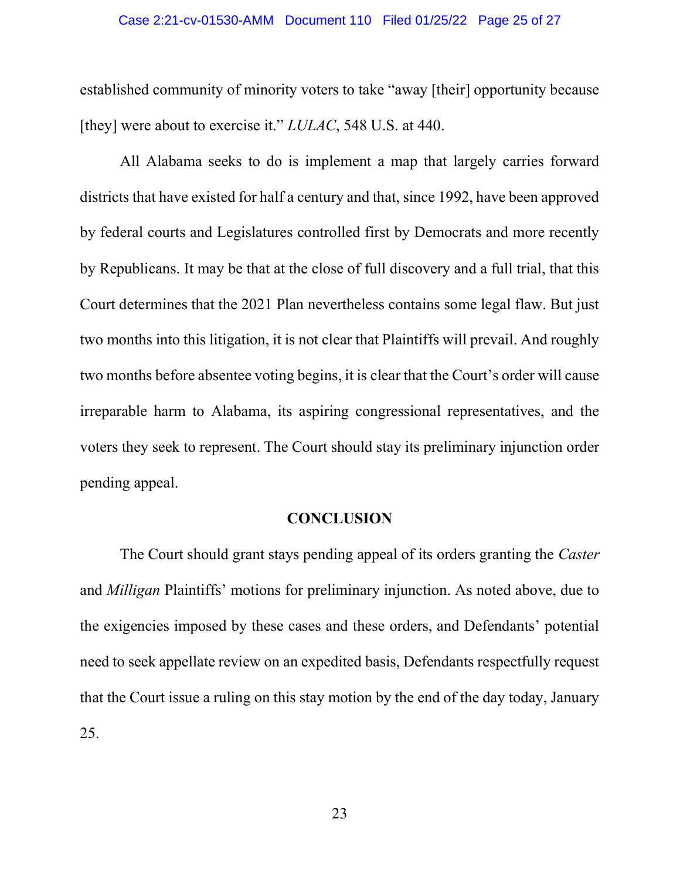established community of minority voters to take "away [their] opportunity because [they] were about to exercise it." *LULAC*, 548 U.S. at 440.

All Alabama seeks to do is implement a map that largely carries forward districts that have existed for half a century and that, since 1992, have been approved by federal courts and Legislatures controlled first by Democrats and more recently by Republicans. It may be that at the close of full discovery and a full trial, that this Court determines that the 2021 Plan nevertheless contains some legal flaw. But just two months into this litigation, it is not clear that Plaintiffs will prevail. And roughly two months before absentee voting begins, it is clear that the Court's order will cause irreparable harm to Alabama, its aspiring congressional representatives, and the voters they seek to represent. The Court should stay its preliminary injunction order pending appeal.

## CONCLUSION

The Court should grant stays pending appeal of its orders granting the *Caster* and *Milligan* Plaintiffs' motions for preliminary injunction. As noted above, due to the exigencies imposed by these cases and these orders, and Defendants' potential need to seek appellate review on an expedited basis, Defendants respectfully request that the Court issue a ruling on this stay motion by the end of the day today, January 25.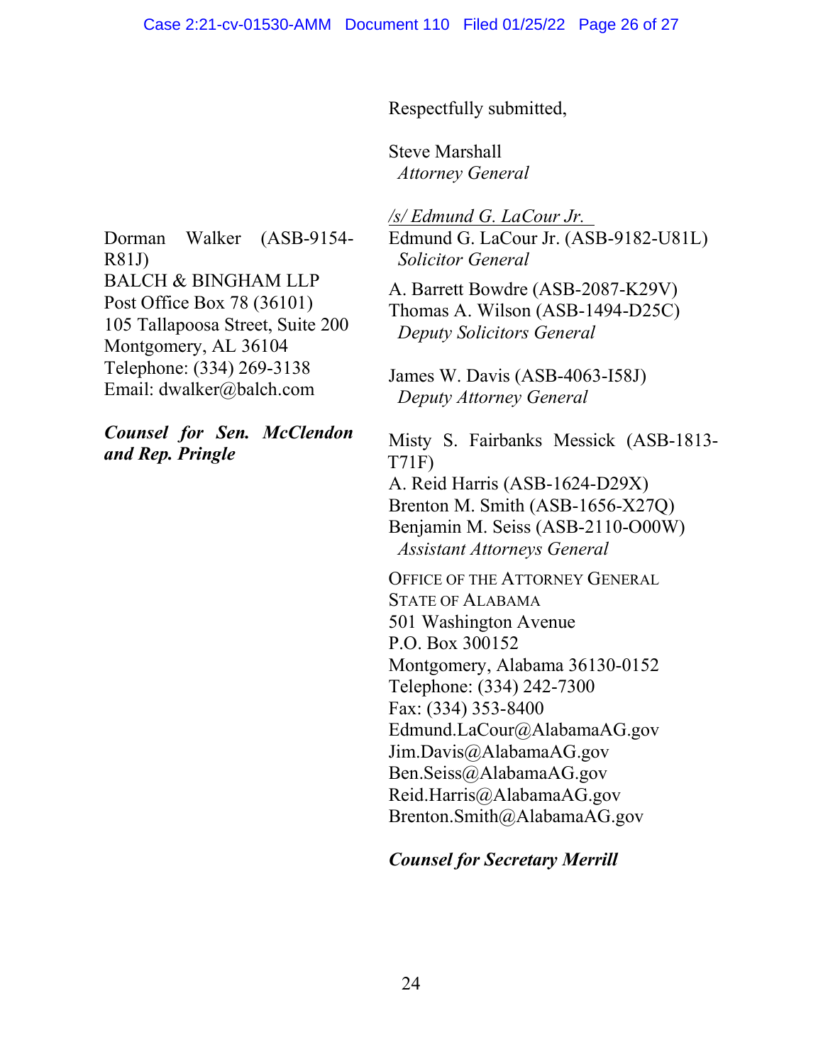Respectfully submitted,

Steve Marshall
*Attorney General*

*/s/ Edmund G. LaCour Jr.*
Edmund G. LaCour Jr. (ASB-9182-U81L)
*Solicitor General*

A. Barrett Bowdre (ASB-2087-K29V)
Thomas A. Wilson (ASB-1494-D25C)
*Deputy Solicitors General*

James W. Davis (ASB-4063-I58J)
*Deputy Attorney General*

Misty S. Fairbanks Messick (ASB-1813-T71F)
A. Reid Harris (ASB-1624-D29X)
Brenton M. Smith (ASB-1656-X27Q)
Benjamin M. Seiss (ASB-2110-O00W)
*Assistant Attorneys General*

OFFICE OF THE ATTORNEY GENERAL
STATE OF ALABAMA
501 Washington Avenue
P.O. Box 300152
Montgomery, Alabama 36130-0152
Telephone: (334) 242-7300
Fax: (334) 353-8400
Edmund.LaCour@AlabamaAG.gov
Jim.Davis@AlabamaAG.gov
Ben.Seiss@AlabamaAG.gov
Reid.Harris@AlabamaAG.gov
Brenton.Smith@AlabamaAG.gov

***Counsel for Secretary Merrill***

Dorman Walker (ASB-9154-R81J)
BALCH & BINGHAM LLP
Post Office Box 78 (36101)
105 Tallapoosa Street, Suite 200
Montgomery, AL 36104
Telephone: (334) 269-3138
Email: dwalker@balch.com

***Counsel for Sen. McClendon and Rep. Pringle***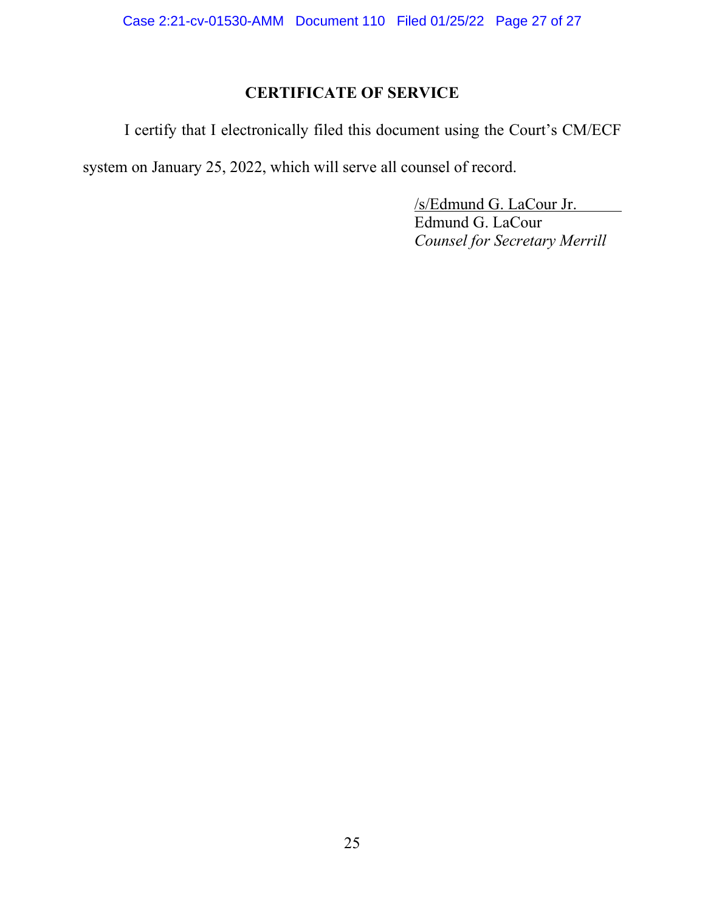## CERTIFICATE OF SERVICE

I certify that I electronically filed this document using the Court's CM/ECF system on January 25, 2022, which will serve all counsel of record.

/s/Edmund G. LaCour Jr.
Edmund G. LaCour
*Counsel for Secretary Merrill*